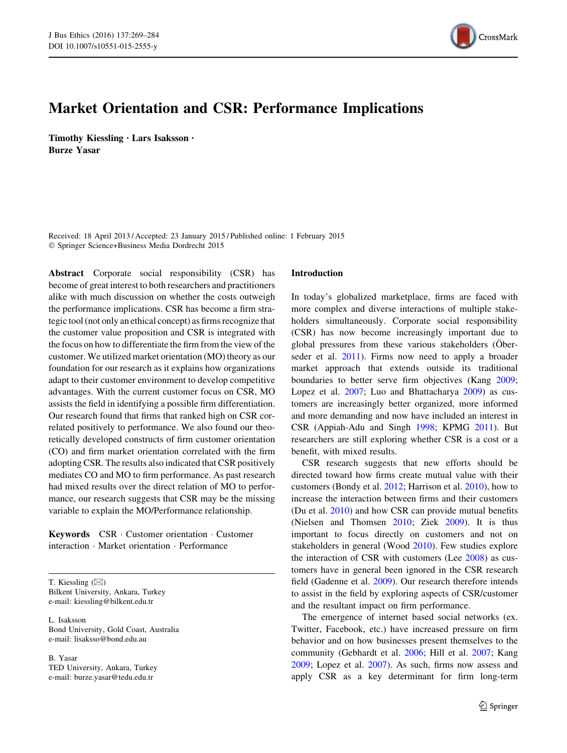# Market Orientation and CSR: Performance Implications

**Timothy Kiessling · Lars Isaksson · Burze Yasar**

Received: 18 April 2013 / Accepted: 23 January 2015 / Published online: 1 February 2015
© Springer Science+Business Media Dordrecht 2015

**Abstract** Corporate social responsibility (CSR) has become of great interest to both researchers and practitioners alike with much discussion on whether the costs outweigh the performance implications. CSR has become a firm strategic tool (not only an ethical concept) as firms recognize that the customer value proposition and CSR is integrated with the focus on how to differentiate the firm from the view of the customer. We utilized market orientation (MO) theory as our foundation for our research as it explains how organizations adapt to their customer environment to develop competitive advantages. With the current customer focus on CSR, MO assists the field in identifying a possible firm differentiation. Our research found that firms that ranked high on CSR correlated positively to performance. We also found our theoretically developed constructs of firm customer orientation (CO) and firm market orientation correlated with the firm adopting CSR. The results also indicated that CSR positively mediates CO and MO to firm performance. As past research had mixed results over the direct relation of MO to performance, our research suggests that CSR may be the missing variable to explain the MO/Performance relationship.

**Keywords** CSR · Customer orientation · Customer interaction · Market orientation · Performance

T. Kiessling (✉)
Bilkent University, Ankara, Turkey
e-mail: kiessling@bilkent.edu.tr

L. Isaksson
Bond University, Gold Coast, Australia
e-mail: lisaksso@bond.edu.au

B. Yasar
TED University, Ankara, Turkey
e-mail: burze.yasar@tedu.edu.tr

## Introduction

In today's globalized marketplace, firms are faced with more complex and diverse interactions of multiple stakeholders simultaneously. Corporate social responsibility (CSR) has now become increasingly important due to global pressures from these various stakeholders (Öberseder et al. 2011). Firms now need to apply a broader market approach that extends outside its traditional boundaries to better serve firm objectives (Kang 2009; Lopez et al. 2007; Luo and Bhattacharya 2009) as customers are increasingly better organized, more informed and more demanding and now have included an interest in CSR (Appiah-Adu and Singh 1998; KPMG 2011). But researchers are still exploring whether CSR is a cost or a benefit, with mixed results.

CSR research suggests that new efforts should be directed toward how firms create mutual value with their customers (Bondy et al. 2012; Harrison et al. 2010), how to increase the interaction between firms and their customers (Du et al. 2010) and how CSR can provide mutual benefits (Nielsen and Thomsen 2010; Ziek 2009). It is thus important to focus directly on customers and not on stakeholders in general (Wood 2010). Few studies explore the interaction of CSR with customers (Lee 2008) as customers have in general been ignored in the CSR research field (Gadenne et al. 2009). Our research therefore intends to assist in the field by exploring aspects of CSR/customer and the resultant impact on firm performance.

The emergence of internet based social networks (ex. Twitter, Facebook, etc.) have increased pressure on firm behavior and on how businesses present themselves to the community (Gebhardt et al. 2006; Hill et al. 2007; Kang 2009; Lopez et al. 2007). As such, firms now assess and apply CSR as a key determinant for firm long-term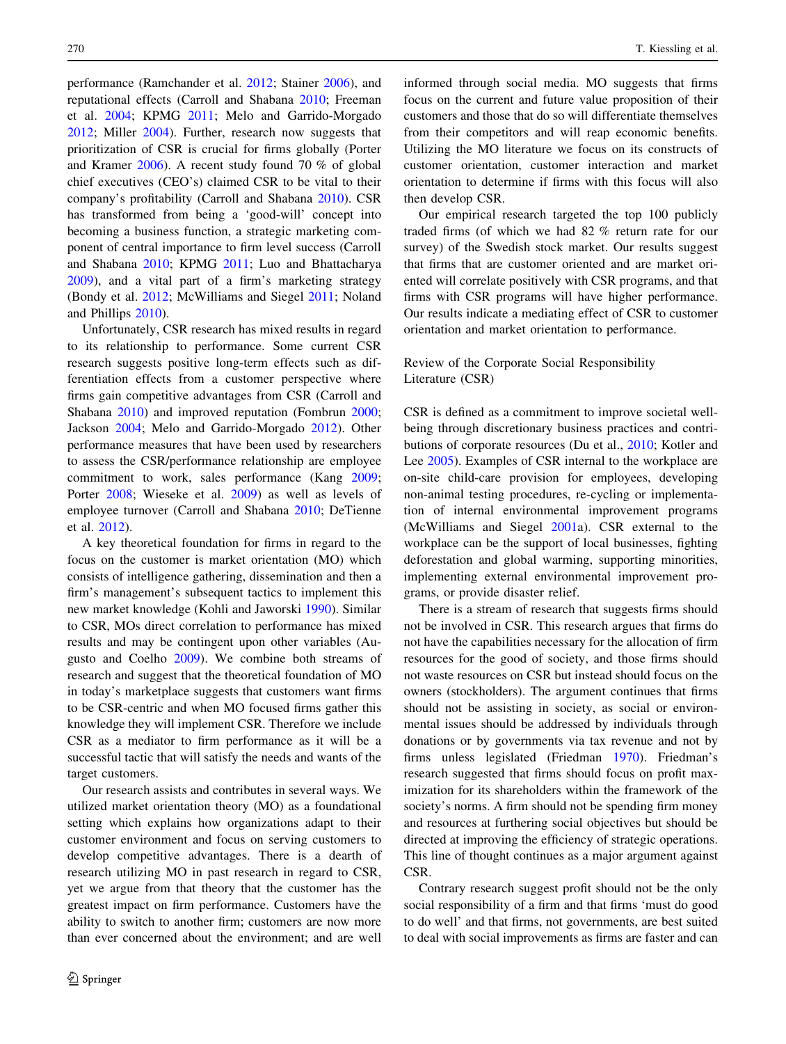performance (Ramchander et al. 2012; Stainer 2006), and reputational effects (Carroll and Shabana 2010; Freeman et al. 2004; KPMG 2011; Melo and Garrido-Morgado 2012; Miller 2004). Further, research now suggests that prioritization of CSR is crucial for firms globally (Porter and Kramer 2006). A recent study found 70 % of global chief executives (CEO's) claimed CSR to be vital to their company's profitability (Carroll and Shabana 2010). CSR has transformed from being a 'good-will' concept into becoming a business function, a strategic marketing component of central importance to firm level success (Carroll and Shabana 2010; KPMG 2011; Luo and Bhattacharya 2009), and a vital part of a firm's marketing strategy (Bondy et al. 2012; McWilliams and Siegel 2011; Noland and Phillips 2010).

Unfortunately, CSR research has mixed results in regard to its relationship to performance. Some current CSR research suggests positive long-term effects such as differentiation effects from a customer perspective where firms gain competitive advantages from CSR (Carroll and Shabana 2010) and improved reputation (Fombrun 2000; Jackson 2004; Melo and Garrido-Morgado 2012). Other performance measures that have been used by researchers to assess the CSR/performance relationship are employee commitment to work, sales performance (Kang 2009; Porter 2008; Wieseke et al. 2009) as well as levels of employee turnover (Carroll and Shabana 2010; DeTienne et al. 2012).

A key theoretical foundation for firms in regard to the focus on the customer is market orientation (MO) which consists of intelligence gathering, dissemination and then a firm's management's subsequent tactics to implement this new market knowledge (Kohli and Jaworski 1990). Similar to CSR, MOs direct correlation to performance has mixed results and may be contingent upon other variables (Augusto and Coelho 2009). We combine both streams of research and suggest that the theoretical foundation of MO in today's marketplace suggests that customers want firms to be CSR-centric and when MO focused firms gather this knowledge they will implement CSR. Therefore we include CSR as a mediator to firm performance as it will be a successful tactic that will satisfy the needs and wants of the target customers.

Our research assists and contributes in several ways. We utilized market orientation theory (MO) as a foundational setting which explains how organizations adapt to their customer environment and focus on serving customers to develop competitive advantages. There is a dearth of research utilizing MO in past research in regard to CSR, yet we argue from that theory that the customer has the greatest impact on firm performance. Customers have the ability to switch to another firm; customers are now more than ever concerned about the environment; and are well informed through social media. MO suggests that firms focus on the current and future value proposition of their customers and those that do so will differentiate themselves from their competitors and will reap economic benefits. Utilizing the MO literature we focus on its constructs of customer orientation, customer interaction and market orientation to determine if firms with this focus will also then develop CSR.

Our empirical research targeted the top 100 publicly traded firms (of which we had 82 % return rate for our survey) of the Swedish stock market. Our results suggest that firms that are customer oriented and are market oriented will correlate positively with CSR programs, and that firms with CSR programs will have higher performance. Our results indicate a mediating effect of CSR to customer orientation and market orientation to performance.

## Review of the Corporate Social Responsibility Literature (CSR)

CSR is defined as a commitment to improve societal well-being through discretionary business practices and contributions of corporate resources (Du et al., 2010; Kotler and Lee 2005). Examples of CSR internal to the workplace are on-site child-care provision for employees, developing non-animal testing procedures, re-cycling or implementation of internal environmental improvement programs (McWilliams and Siegel 2001a). CSR external to the workplace can be the support of local businesses, fighting deforestation and global warming, supporting minorities, implementing external environmental improvement programs, or provide disaster relief.

There is a stream of research that suggests firms should not be involved in CSR. This research argues that firms do not have the capabilities necessary for the allocation of firm resources for the good of society, and those firms should not waste resources on CSR but instead should focus on the owners (stockholders). The argument continues that firms should not be assisting in society, as social or environmental issues should be addressed by individuals through donations or by governments via tax revenue and not by firms unless legislated (Friedman 1970). Friedman's research suggested that firms should focus on profit maximization for its shareholders within the framework of the society's norms. A firm should not be spending firm money and resources at furthering social objectives but should be directed at improving the efficiency of strategic operations. This line of thought continues as a major argument against CSR.

Contrary research suggest profit should not be the only social responsibility of a firm and that firms 'must do good to do well' and that firms, not governments, are best suited to deal with social improvements as firms are faster and can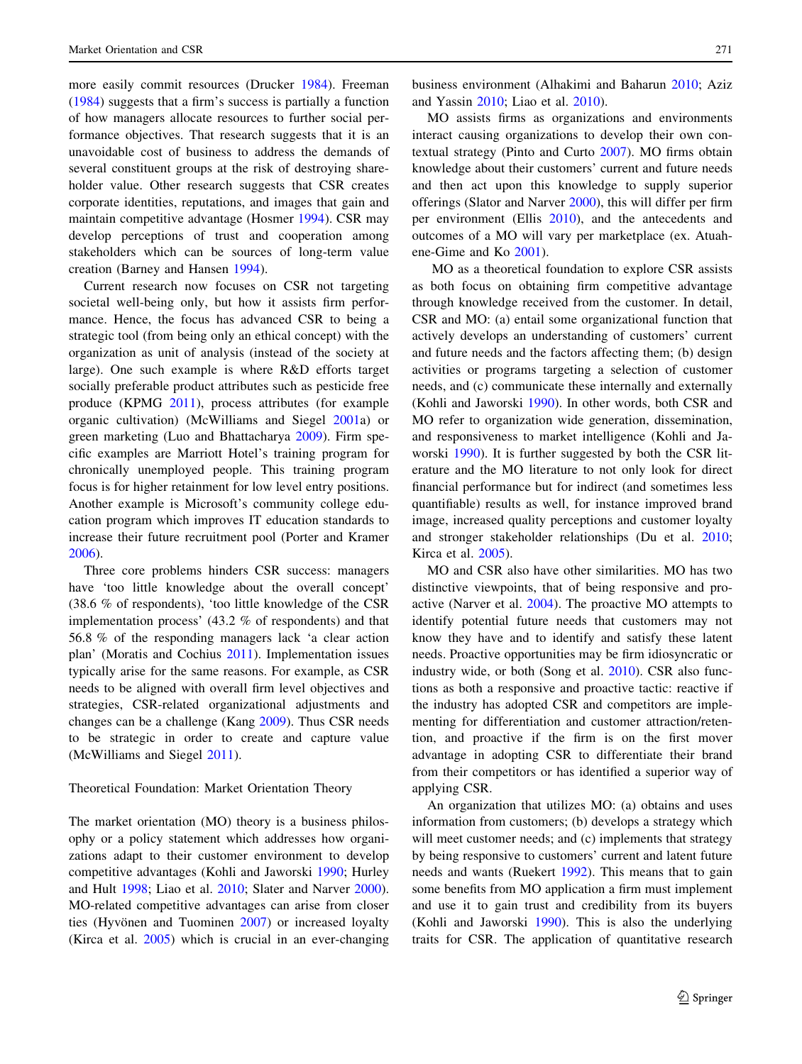more easily commit resources (Drucker 1984). Freeman (1984) suggests that a firm's success is partially a function of how managers allocate resources to further social performance objectives. That research suggests that it is an unavoidable cost of business to address the demands of several constituent groups at the risk of destroying shareholder value. Other research suggests that CSR creates corporate identities, reputations, and images that gain and maintain competitive advantage (Hosmer 1994). CSR may develop perceptions of trust and cooperation among stakeholders which can be sources of long-term value creation (Barney and Hansen 1994).

Current research now focuses on CSR not targeting societal well-being only, but how it assists firm performance. Hence, the focus has advanced CSR to being a strategic tool (from being only an ethical concept) with the organization as unit of analysis (instead of the society at large). One such example is where R&D efforts target socially preferable product attributes such as pesticide free produce (KPMG 2011), process attributes (for example organic cultivation) (McWilliams and Siegel 2001a) or green marketing (Luo and Bhattacharya 2009). Firm specific examples are Marriott Hotel's training program for chronically unemployed people. This training program focus is for higher retainment for low level entry positions. Another example is Microsoft's community college education program which improves IT education standards to increase their future recruitment pool (Porter and Kramer 2006).

Three core problems hinders CSR success: managers have 'too little knowledge about the overall concept' (38.6 % of respondents), 'too little knowledge of the CSR implementation process' (43.2 % of respondents) and that 56.8 % of the responding managers lack 'a clear action plan' (Moratis and Cochius 2011). Implementation issues typically arise for the same reasons. For example, as CSR needs to be aligned with overall firm level objectives and strategies, CSR-related organizational adjustments and changes can be a challenge (Kang 2009). Thus CSR needs to be strategic in order to create and capture value (McWilliams and Siegel 2011).

## Theoretical Foundation: Market Orientation Theory

The market orientation (MO) theory is a business philosophy or a policy statement which addresses how organizations adapt to their customer environment to develop competitive advantages (Kohli and Jaworski 1990; Hurley and Hult 1998; Liao et al. 2010; Slater and Narver 2000). MO-related competitive advantages can arise from closer ties (Hyvönen and Tuominen 2007) or increased loyalty (Kirca et al. 2005) which is crucial in an ever-changing business environment (Alhakimi and Baharun 2010; Aziz and Yassin 2010; Liao et al. 2010).

MO assists firms as organizations and environments interact causing organizations to develop their own contextual strategy (Pinto and Curto 2007). MO firms obtain knowledge about their customers' current and future needs and then act upon this knowledge to supply superior offerings (Slator and Narver 2000), this will differ per firm per environment (Ellis 2010), and the antecedents and outcomes of a MO will vary per marketplace (ex. Atuahene-Gime and Ko 2001).

MO as a theoretical foundation to explore CSR assists as both focus on obtaining firm competitive advantage through knowledge received from the customer. In detail, CSR and MO: (a) entail some organizational function that actively develops an understanding of customers' current and future needs and the factors affecting them; (b) design activities or programs targeting a selection of customer needs, and (c) communicate these internally and externally (Kohli and Jaworski 1990). In other words, both CSR and MO refer to organization wide generation, dissemination, and responsiveness to market intelligence (Kohli and Jaworski 1990). It is further suggested by both the CSR literature and the MO literature to not only look for direct financial performance but for indirect (and sometimes less quantifiable) results as well, for instance improved brand image, increased quality perceptions and customer loyalty and stronger stakeholder relationships (Du et al. 2010; Kirca et al. 2005).

MO and CSR also have other similarities. MO has two distinctive viewpoints, that of being responsive and proactive (Narver et al. 2004). The proactive MO attempts to identify potential future needs that customers may not know they have and to identify and satisfy these latent needs. Proactive opportunities may be firm idiosyncratic or industry wide, or both (Song et al. 2010). CSR also functions as both a responsive and proactive tactic: reactive if the industry has adopted CSR and competitors are implementing for differentiation and customer attraction/retention, and proactive if the firm is on the first mover advantage in adopting CSR to differentiate their brand from their competitors or has identified a superior way of applying CSR.

An organization that utilizes MO: (a) obtains and uses information from customers; (b) develops a strategy which will meet customer needs; and (c) implements that strategy by being responsive to customers' current and latent future needs and wants (Ruekert 1992). This means that to gain some benefits from MO application a firm must implement and use it to gain trust and credibility from its buyers (Kohli and Jaworski 1990). This is also the underlying traits for CSR. The application of quantitative research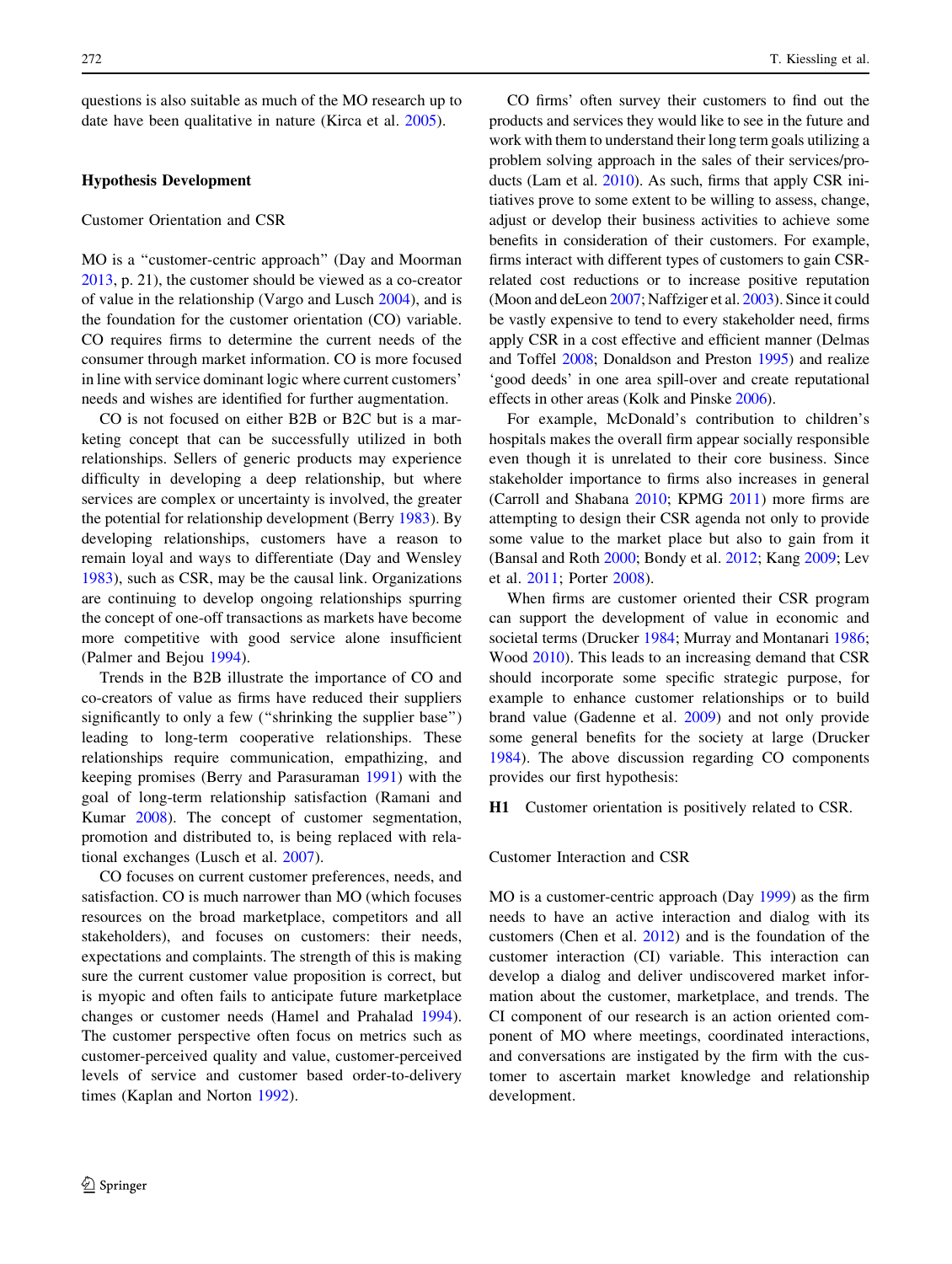questions is also suitable as much of the MO research up to date have been qualitative in nature (Kirca et al. 2005).

## Hypothesis Development

### Customer Orientation and CSR

MO is a "customer-centric approach" (Day and Moorman 2013, p. 21), the customer should be viewed as a co-creator of value in the relationship (Vargo and Lusch 2004), and is the foundation for the customer orientation (CO) variable. CO requires firms to determine the current needs of the consumer through market information. CO is more focused in line with service dominant logic where current customers' needs and wishes are identified for further augmentation.

CO is not focused on either B2B or B2C but is a marketing concept that can be successfully utilized in both relationships. Sellers of generic products may experience difficulty in developing a deep relationship, but where services are complex or uncertainty is involved, the greater the potential for relationship development (Berry 1983). By developing relationships, customers have a reason to remain loyal and ways to differentiate (Day and Wensley 1983), such as CSR, may be the causal link. Organizations are continuing to develop ongoing relationships spurring the concept of one-off transactions as markets have become more competitive with good service alone insufficient (Palmer and Bejou 1994).

Trends in the B2B illustrate the importance of CO and co-creators of value as firms have reduced their suppliers significantly to only a few ("shrinking the supplier base") leading to long-term cooperative relationships. These relationships require communication, empathizing, and keeping promises (Berry and Parasuraman 1991) with the goal of long-term relationship satisfaction (Ramani and Kumar 2008). The concept of customer segmentation, promotion and distributed to, is being replaced with relational exchanges (Lusch et al. 2007).

CO focuses on current customer preferences, needs, and satisfaction. CO is much narrower than MO (which focuses resources on the broad marketplace, competitors and all stakeholders), and focuses on customers: their needs, expectations and complaints. The strength of this is making sure the current customer value proposition is correct, but is myopic and often fails to anticipate future marketplace changes or customer needs (Hamel and Prahalad 1994). The customer perspective often focus on metrics such as customer-perceived quality and value, customer-perceived levels of service and customer based order-to-delivery times (Kaplan and Norton 1992).

CO firms' often survey their customers to find out the products and services they would like to see in the future and work with them to understand their long term goals utilizing a problem solving approach in the sales of their services/products (Lam et al. 2010). As such, firms that apply CSR initiatives prove to some extent to be willing to assess, change, adjust or develop their business activities to achieve some benefits in consideration of their customers. For example, firms interact with different types of customers to gain CSR-related cost reductions or to increase positive reputation (Moon and deLeon 2007; Naffziger et al. 2003). Since it could be vastly expensive to tend to every stakeholder need, firms apply CSR in a cost effective and efficient manner (Delmas and Toffel 2008; Donaldson and Preston 1995) and realize 'good deeds' in one area spill-over and create reputational effects in other areas (Kolk and Pinske 2006).

For example, McDonald's contribution to children's hospitals makes the overall firm appear socially responsible even though it is unrelated to their core business. Since stakeholder importance to firms also increases in general (Carroll and Shabana 2010; KPMG 2011) more firms are attempting to design their CSR agenda not only to provide some value to the market place but also to gain from it (Bansal and Roth 2000; Bondy et al. 2012; Kang 2009; Lev et al. 2011; Porter 2008).

When firms are customer oriented their CSR program can support the development of value in economic and societal terms (Drucker 1984; Murray and Montanari 1986; Wood 2010). This leads to an increasing demand that CSR should incorporate some specific strategic purpose, for example to enhance customer relationships or to build brand value (Gadenne et al. 2009) and not only provide some general benefits for the society at large (Drucker 1984). The above discussion regarding CO components provides our first hypothesis:

**H1** Customer orientation is positively related to CSR.

### Customer Interaction and CSR

MO is a customer-centric approach (Day 1999) as the firm needs to have an active interaction and dialog with its customers (Chen et al. 2012) and is the foundation of the customer interaction (CI) variable. This interaction can develop a dialog and deliver undiscovered market information about the customer, marketplace, and trends. The CI component of our research is an action oriented component of MO where meetings, coordinated interactions, and conversations are instigated by the firm with the customer to ascertain market knowledge and relationship development.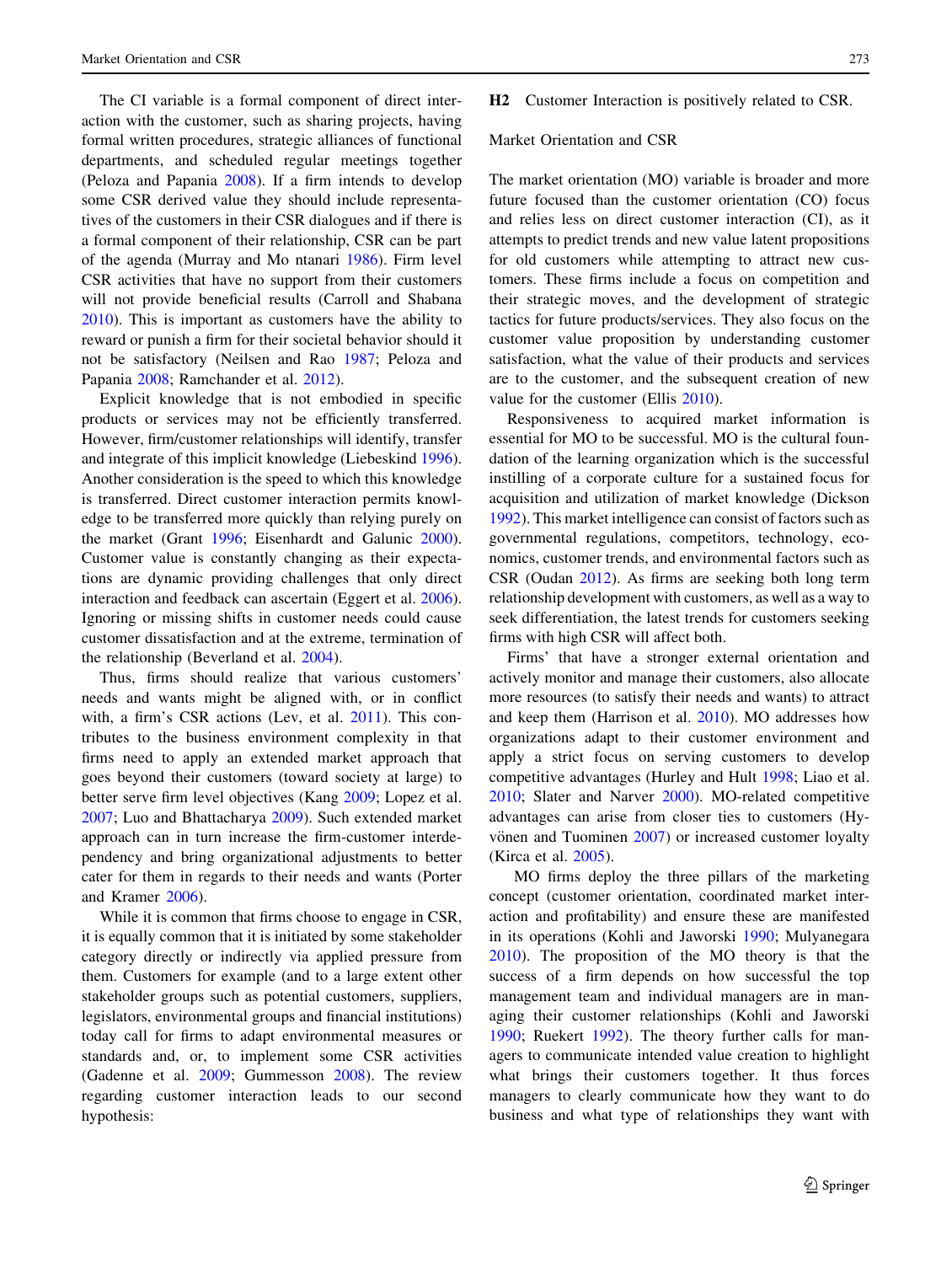The CI variable is a formal component of direct interaction with the customer, such as sharing projects, having formal written procedures, strategic alliances of functional departments, and scheduled regular meetings together (Peloza and Papania 2008). If a firm intends to develop some CSR derived value they should include representatives of the customers in their CSR dialogues and if there is a formal component of their relationship, CSR can be part of the agenda (Murray and Mo ntanari 1986). Firm level CSR activities that have no support from their customers will not provide beneficial results (Carroll and Shabana 2010). This is important as customers have the ability to reward or punish a firm for their societal behavior should it not be satisfactory (Neilsen and Rao 1987; Peloza and Papania 2008; Ramchander et al. 2012).

Explicit knowledge that is not embodied in specific products or services may not be efficiently transferred. However, firm/customer relationships will identify, transfer and integrate of this implicit knowledge (Liebeskind 1996). Another consideration is the speed to which this knowledge is transferred. Direct customer interaction permits knowledge to be transferred more quickly than relying purely on the market (Grant 1996; Eisenhardt and Galunic 2000). Customer value is constantly changing as their expectations are dynamic providing challenges that only direct interaction and feedback can ascertain (Eggert et al. 2006). Ignoring or missing shifts in customer needs could cause customer dissatisfaction and at the extreme, termination of the relationship (Beverland et al. 2004).

Thus, firms should realize that various customers' needs and wants might be aligned with, or in conflict with, a firm's CSR actions (Lev, et al. 2011). This contributes to the business environment complexity in that firms need to apply an extended market approach that goes beyond their customers (toward society at large) to better serve firm level objectives (Kang 2009; Lopez et al. 2007; Luo and Bhattacharya 2009). Such extended market approach can in turn increase the firm-customer interdependency and bring organizational adjustments to better cater for them in regards to their needs and wants (Porter and Kramer 2006).

While it is common that firms choose to engage in CSR, it is equally common that it is initiated by some stakeholder category directly or indirectly via applied pressure from them. Customers for example (and to a large extent other stakeholder groups such as potential customers, suppliers, legislators, environmental groups and financial institutions) today call for firms to adapt environmental measures or standards and, or, to implement some CSR activities (Gadenne et al. 2009; Gummesson 2008). The review regarding customer interaction leads to our second hypothesis:

**H2** Customer Interaction is positively related to CSR.

## Market Orientation and CSR

The market orientation (MO) variable is broader and more future focused than the customer orientation (CO) focus and relies less on direct customer interaction (CI), as it attempts to predict trends and new value latent propositions for old customers while attempting to attract new customers. These firms include a focus on competition and their strategic moves, and the development of strategic tactics for future products/services. They also focus on the customer value proposition by understanding customer satisfaction, what the value of their products and services are to the customer, and the subsequent creation of new value for the customer (Ellis 2010).

Responsiveness to acquired market information is essential for MO to be successful. MO is the cultural foundation of the learning organization which is the successful instilling of a corporate culture for a sustained focus for acquisition and utilization of market knowledge (Dickson 1992). This market intelligence can consist of factors such as governmental regulations, competitors, technology, economics, customer trends, and environmental factors such as CSR (Oudan 2012). As firms are seeking both long term relationship development with customers, as well as a way to seek differentiation, the latest trends for customers seeking firms with high CSR will affect both.

Firms' that have a stronger external orientation and actively monitor and manage their customers, also allocate more resources (to satisfy their needs and wants) to attract and keep them (Harrison et al. 2010). MO addresses how organizations adapt to their customer environment and apply a strict focus on serving customers to develop competitive advantages (Hurley and Hult 1998; Liao et al. 2010; Slater and Narver 2000). MO-related competitive advantages can arise from closer ties to customers (Hyvönen and Tuominen 2007) or increased customer loyalty (Kirca et al. 2005).

MO firms deploy the three pillars of the marketing concept (customer orientation, coordinated market interaction and profitability) and ensure these are manifested in its operations (Kohli and Jaworski 1990; Mulyanegara 2010). The proposition of the MO theory is that the success of a firm depends on how successful the top management team and individual managers are in managing their customer relationships (Kohli and Jaworski 1990; Ruekert 1992). The theory further calls for managers to communicate intended value creation to highlight what brings their customers together. It thus forces managers to clearly communicate how they want to do business and what type of relationships they want with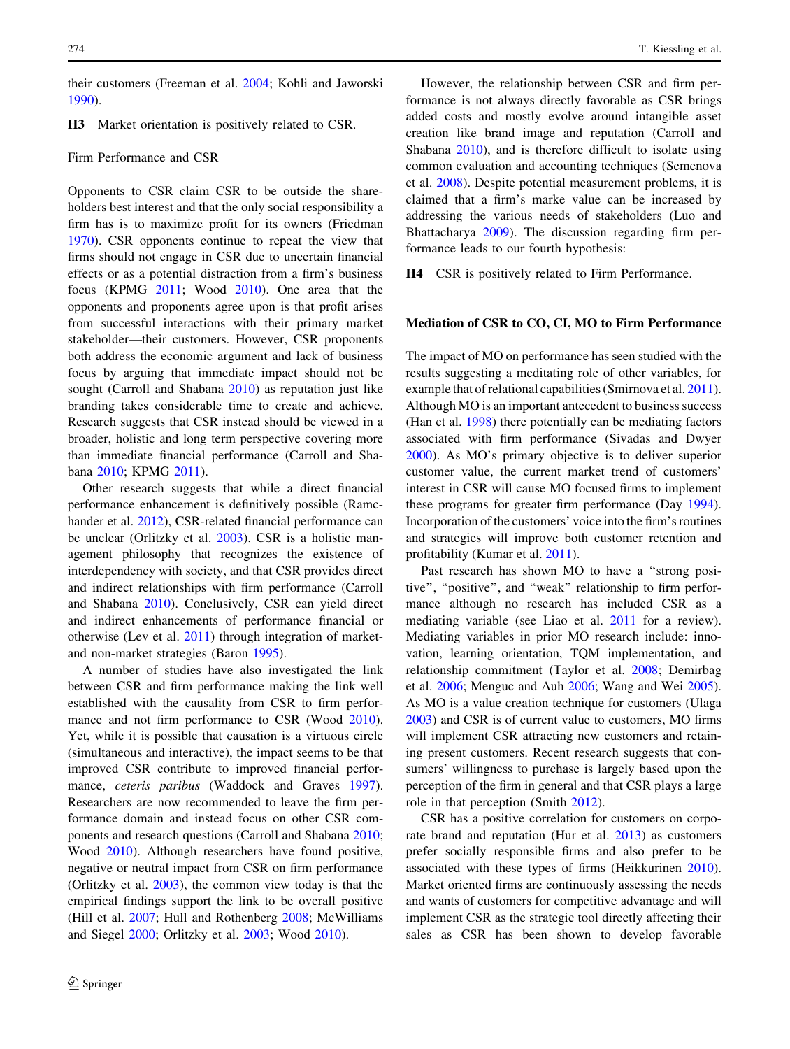their customers (Freeman et al. 2004; Kohli and Jaworski 1990).

**H3** Market orientation is positively related to CSR.

### Firm Performance and CSR

Opponents to CSR claim CSR to be outside the shareholders best interest and that the only social responsibility a firm has is to maximize profit for its owners (Friedman 1970). CSR opponents continue to repeat the view that firms should not engage in CSR due to uncertain financial effects or as a potential distraction from a firm's business focus (KPMG 2011; Wood 2010). One area that the opponents and proponents agree upon is that profit arises from successful interactions with their primary market stakeholder—their customers. However, CSR proponents both address the economic argument and lack of business focus by arguing that immediate impact should not be sought (Carroll and Shabana 2010) as reputation just like branding takes considerable time to create and achieve. Research suggests that CSR instead should be viewed in a broader, holistic and long term perspective covering more than immediate financial performance (Carroll and Shabana 2010; KPMG 2011).

Other research suggests that while a direct financial performance enhancement is definitively possible (Ramchander et al. 2012), CSR-related financial performance can be unclear (Orlitzky et al. 2003). CSR is a holistic management philosophy that recognizes the existence of interdependency with society, and that CSR provides direct and indirect relationships with firm performance (Carroll and Shabana 2010). Conclusively, CSR can yield direct and indirect enhancements of performance financial or otherwise (Lev et al. 2011) through integration of market- and non-market strategies (Baron 1995).

A number of studies have also investigated the link between CSR and firm performance making the link well established with the causality from CSR to firm performance and not firm performance to CSR (Wood 2010). Yet, while it is possible that causation is a virtuous circle (simultaneous and interactive), the impact seems to be that improved CSR contribute to improved financial performance, *ceteris paribus* (Waddock and Graves 1997). Researchers are now recommended to leave the firm performance domain and instead focus on other CSR components and research questions (Carroll and Shabana 2010; Wood 2010). Although researchers have found positive, negative or neutral impact from CSR on firm performance (Orlitzky et al. 2003), the common view today is that the empirical findings support the link to be overall positive (Hill et al. 2007; Hull and Rothenberg 2008; McWilliams and Siegel 2000; Orlitzky et al. 2003; Wood 2010).

However, the relationship between CSR and firm performance is not always directly favorable as CSR brings added costs and mostly evolve around intangible asset creation like brand image and reputation (Carroll and Shabana 2010), and is therefore difficult to isolate using common evaluation and accounting techniques (Semenova et al. 2008). Despite potential measurement problems, it is claimed that a firm's marke value can be increased by addressing the various needs of stakeholders (Luo and Bhattacharya 2009). The discussion regarding firm performance leads to our fourth hypothesis:

**H4** CSR is positively related to Firm Performance.

## Mediation of CSR to CO, CI, MO to Firm Performance

The impact of MO on performance has seen studied with the results suggesting a meditating role of other variables, for example that of relational capabilities (Smirnova et al. 2011). Although MO is an important antecedent to business success (Han et al. 1998) there potentially can be mediating factors associated with firm performance (Sivadas and Dwyer 2000). As MO's primary objective is to deliver superior customer value, the current market trend of customers' interest in CSR will cause MO focused firms to implement these programs for greater firm performance (Day 1994). Incorporation of the customers' voice into the firm's routines and strategies will improve both customer retention and profitability (Kumar et al. 2011).

Past research has shown MO to have a "strong positive", "positive", and "weak" relationship to firm performance although no research has included CSR as a mediating variable (see Liao et al. 2011 for a review). Mediating variables in prior MO research include: innovation, learning orientation, TQM implementation, and relationship commitment (Taylor et al. 2008; Demirbag et al. 2006; Menguc and Auh 2006; Wang and Wei 2005). As MO is a value creation technique for customers (Ulaga 2003) and CSR is of current value to customers, MO firms will implement CSR attracting new customers and retaining present customers. Recent research suggests that consumers' willingness to purchase is largely based upon the perception of the firm in general and that CSR plays a large role in that perception (Smith 2012).

CSR has a positive correlation for customers on corporate brand and reputation (Hur et al. 2013) as customers prefer socially responsible firms and also prefer to be associated with these types of firms (Heikkurinen 2010). Market oriented firms are continuously assessing the needs and wants of customers for competitive advantage and will implement CSR as the strategic tool directly affecting their sales as CSR has been shown to develop favorable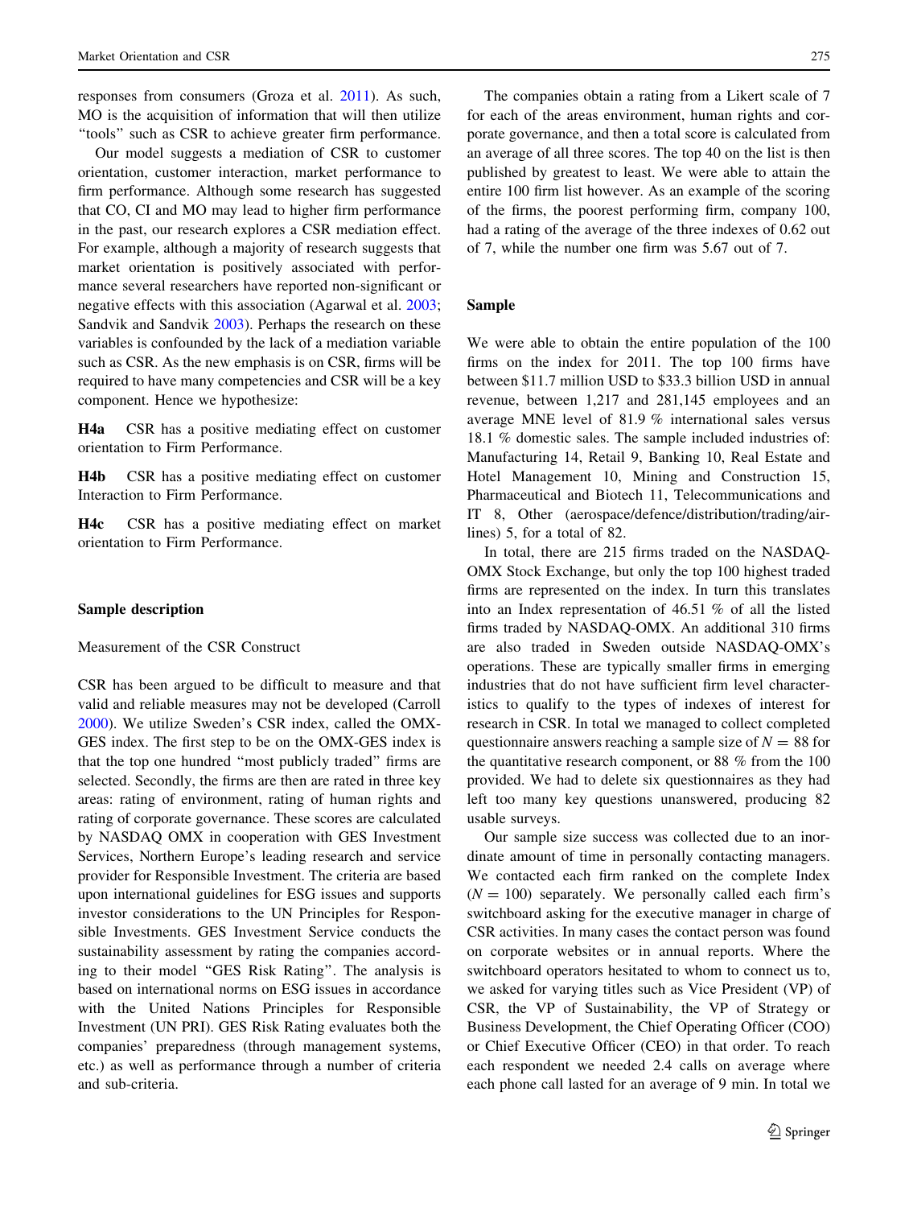responses from consumers (Groza et al. 2011). As such, MO is the acquisition of information that will then utilize "tools" such as CSR to achieve greater firm performance.

Our model suggests a mediation of CSR to customer orientation, customer interaction, market performance to firm performance. Although some research has suggested that CO, CI and MO may lead to higher firm performance in the past, our research explores a CSR mediation effect. For example, although a majority of research suggests that market orientation is positively associated with performance several researchers have reported non-significant or negative effects with this association (Agarwal et al. 2003; Sandvik and Sandvik 2003). Perhaps the research on these variables is confounded by the lack of a mediation variable such as CSR. As the new emphasis is on CSR, firms will be required to have many competencies and CSR will be a key component. Hence we hypothesize:

**H4a** CSR has a positive mediating effect on customer orientation to Firm Performance.

**H4b** CSR has a positive mediating effect on customer Interaction to Firm Performance.

**H4c** CSR has a positive mediating effect on market orientation to Firm Performance.

## Sample description

### Measurement of the CSR Construct

CSR has been argued to be difficult to measure and that valid and reliable measures may not be developed (Carroll 2000). We utilize Sweden's CSR index, called the OMX-GES index. The first step to be on the OMX-GES index is that the top one hundred "most publicly traded" firms are selected. Secondly, the firms are then are rated in three key areas: rating of environment, rating of human rights and rating of corporate governance. These scores are calculated by NASDAQ OMX in cooperation with GES Investment Services, Northern Europe's leading research and service provider for Responsible Investment. The criteria are based upon international guidelines for ESG issues and supports investor considerations to the UN Principles for Responsible Investments. GES Investment Service conducts the sustainability assessment by rating the companies according to their model "GES Risk Rating". The analysis is based on international norms on ESG issues in accordance with the United Nations Principles for Responsible Investment (UN PRI). GES Risk Rating evaluates both the companies' preparedness (through management systems, etc.) as well as performance through a number of criteria and sub-criteria.

The companies obtain a rating from a Likert scale of 7 for each of the areas environment, human rights and corporate governance, and then a total score is calculated from an average of all three scores. The top 40 on the list is then published by greatest to least. We were able to attain the entire 100 firm list however. As an example of the scoring of the firms, the poorest performing firm, company 100, had a rating of the average of the three indexes of 0.62 out of 7, while the number one firm was 5.67 out of 7.

## Sample

We were able to obtain the entire population of the 100 firms on the index for 2011. The top 100 firms have between \$11.7 million USD to \$33.3 billion USD in annual revenue, between 1,217 and 281,145 employees and an average MNE level of 81.9 % international sales versus 18.1 % domestic sales. The sample included industries of: Manufacturing 14, Retail 9, Banking 10, Real Estate and Hotel Management 10, Mining and Construction 15, Pharmaceutical and Biotech 11, Telecommunications and IT 8, Other (aerospace/defence/distribution/trading/airlines) 5, for a total of 82.

In total, there are 215 firms traded on the NASDAQ-OMX Stock Exchange, but only the top 100 highest traded firms are represented on the index. In turn this translates into an Index representation of 46.51 % of all the listed firms traded by NASDAQ-OMX. An additional 310 firms are also traded in Sweden outside NASDAQ-OMX's operations. These are typically smaller firms in emerging industries that do not have sufficient firm level characteristics to qualify to the types of indexes of interest for research in CSR. In total we managed to collect completed questionnaire answers reaching a sample size of $N = 88$ for the quantitative research component, or 88 % from the 100 provided. We had to delete six questionnaires as they had left too many key questions unanswered, producing 82 usable surveys.

Our sample size success was collected due to an inordinate amount of time in personally contacting managers. We contacted each firm ranked on the complete Index ($N = 100$) separately. We personally called each firm's switchboard asking for the executive manager in charge of CSR activities. In many cases the contact person was found on corporate websites or in annual reports. Where the switchboard operators hesitated to whom to connect us to, we asked for varying titles such as Vice President (VP) of CSR, the VP of Sustainability, the VP of Strategy or Business Development, the Chief Operating Officer (COO) or Chief Executive Officer (CEO) in that order. To reach each respondent we needed 2.4 calls on average where each phone call lasted for an average of 9 min. In total we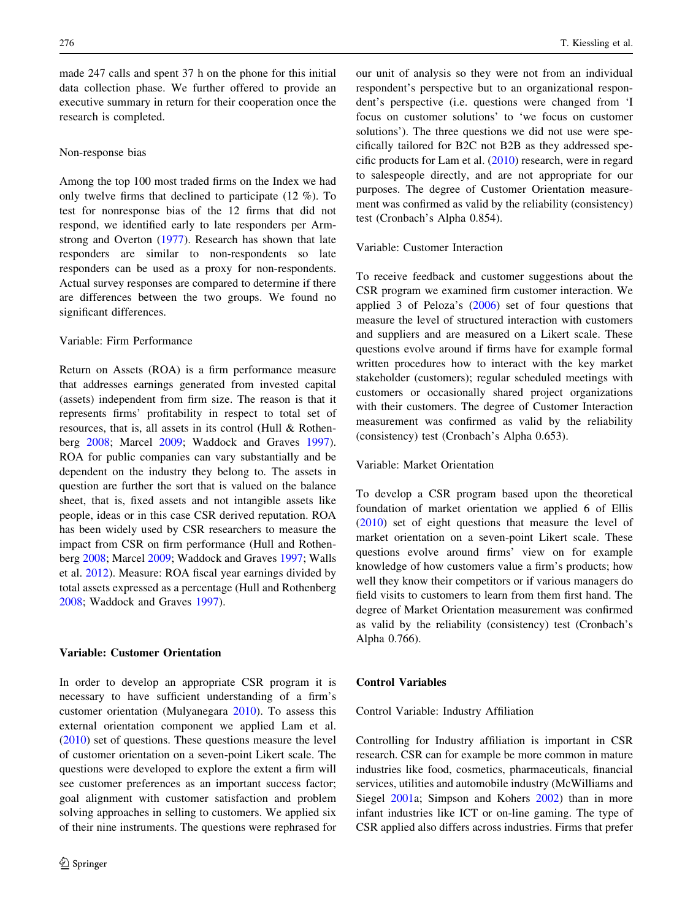made 247 calls and spent 37 h on the phone for this initial data collection phase. We further offered to provide an executive summary in return for their cooperation once the research is completed.

Non-response bias

Among the top 100 most traded firms on the Index we had only twelve firms that declined to participate (12 %). To test for nonresponse bias of the 12 firms that did not respond, we identified early to late responders per Armstrong and Overton (1977). Research has shown that late responders are similar to non-respondents so late responders can be used as a proxy for non-respondents. Actual survey responses are compared to determine if there are differences between the two groups. We found no significant differences.

Variable: Firm Performance

Return on Assets (ROA) is a firm performance measure that addresses earnings generated from invested capital (assets) independent from firm size. The reason is that it represents firms' profitability in respect to total set of resources, that is, all assets in its control (Hull & Rothenberg 2008; Marcel 2009; Waddock and Graves 1997). ROA for public companies can vary substantially and be dependent on the industry they belong to. The assets in question are further the sort that is valued on the balance sheet, that is, fixed assets and not intangible assets like people, ideas or in this case CSR derived reputation. ROA has been widely used by CSR researchers to measure the impact from CSR on firm performance (Hull and Rothenberg 2008; Marcel 2009; Waddock and Graves 1997; Walls et al. 2012). Measure: ROA fiscal year earnings divided by total assets expressed as a percentage (Hull and Rothenberg 2008; Waddock and Graves 1997).

**Variable: Customer Orientation**

In order to develop an appropriate CSR program it is necessary to have sufficient understanding of a firm's customer orientation (Mulyanegara 2010). To assess this external orientation component we applied Lam et al. (2010) set of questions. These questions measure the level of customer orientation on a seven-point Likert scale. The questions were developed to explore the extent a firm will see customer preferences as an important success factor; goal alignment with customer satisfaction and problem solving approaches in selling to customers. We applied six of their nine instruments. The questions were rephrased for our unit of analysis so they were not from an individual respondent's perspective but to an organizational respondent's perspective (i.e. questions were changed from 'I focus on customer solutions' to 'we focus on customer solutions'). The three questions we did not use were specifically tailored for B2C not B2B as they addressed specific products for Lam et al. (2010) research, were in regard to salespeople directly, and are not appropriate for our purposes. The degree of Customer Orientation measurement was confirmed as valid by the reliability (consistency) test (Cronbach's Alpha 0.854).

Variable: Customer Interaction

To receive feedback and customer suggestions about the CSR program we examined firm customer interaction. We applied 3 of Peloza's (2006) set of four questions that measure the level of structured interaction with customers and suppliers and are measured on a Likert scale. These questions evolve around if firms have for example formal written procedures how to interact with the key market stakeholder (customers); regular scheduled meetings with customers or occasionally shared project organizations with their customers. The degree of Customer Interaction measurement was confirmed as valid by the reliability (consistency) test (Cronbach's Alpha 0.653).

Variable: Market Orientation

To develop a CSR program based upon the theoretical foundation of market orientation we applied 6 of Ellis (2010) set of eight questions that measure the level of market orientation on a seven-point Likert scale. These questions evolve around firms' view on for example knowledge of how customers value a firm's products; how well they know their competitors or if various managers do field visits to customers to learn from them first hand. The degree of Market Orientation measurement was confirmed as valid by the reliability (consistency) test (Cronbach's Alpha 0.766).

**Control Variables**

Control Variable: Industry Affiliation

Controlling for Industry affiliation is important in CSR research. CSR can for example be more common in mature industries like food, cosmetics, pharmaceuticals, financial services, utilities and automobile industry (McWilliams and Siegel 2001a; Simpson and Kohers 2002) than in more infant industries like ICT or on-line gaming. The type of CSR applied also differs across industries. Firms that prefer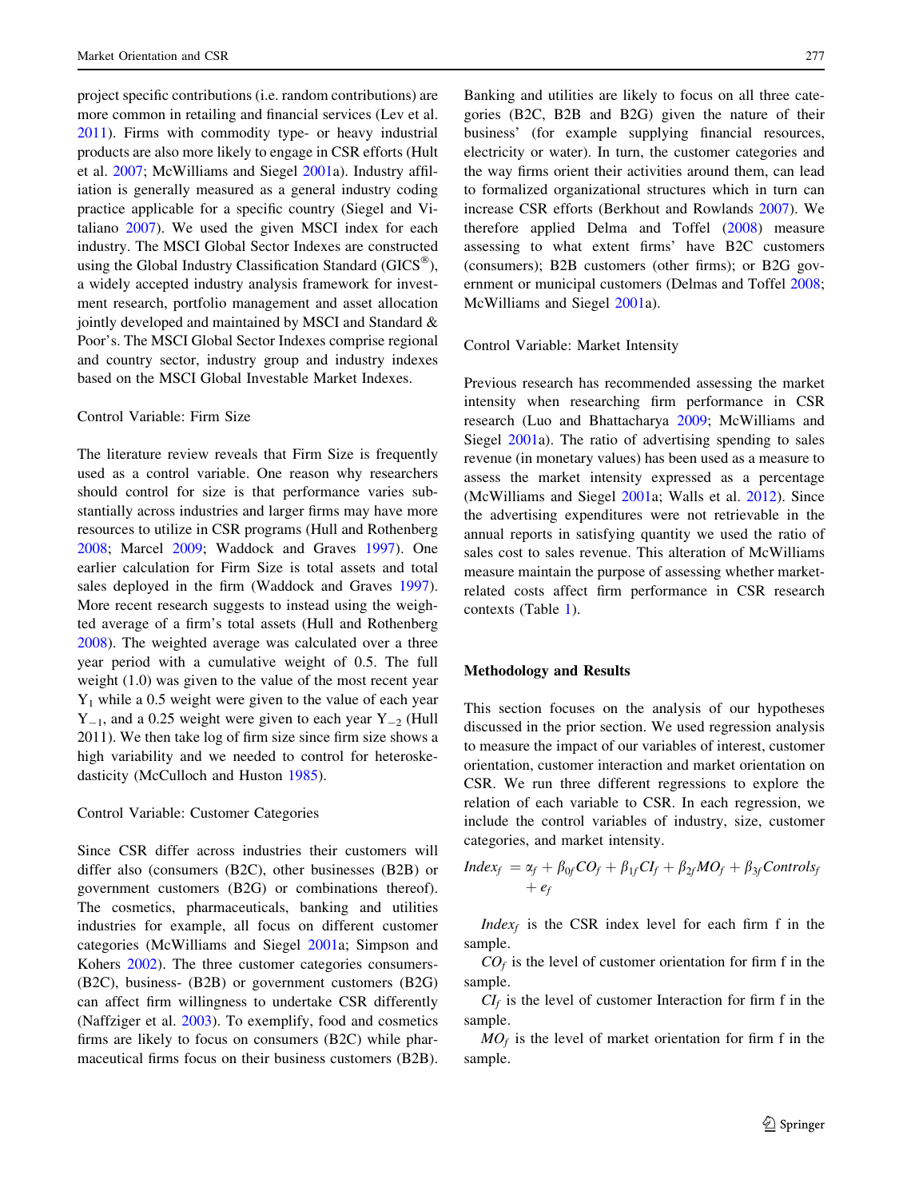project specific contributions (i.e. random contributions) are more common in retailing and financial services (Lev et al. 2011). Firms with commodity type- or heavy industrial products are also more likely to engage in CSR efforts (Hult et al. 2007; McWilliams and Siegel 2001a). Industry affiliation is generally measured as a general industry coding practice applicable for a specific country (Siegel and Vitaliano 2007). We used the given MSCI index for each industry. The MSCI Global Sector Indexes are constructed using the Global Industry Classification Standard (GICS®), a widely accepted industry analysis framework for investment research, portfolio management and asset allocation jointly developed and maintained by MSCI and Standard & Poor's. The MSCI Global Sector Indexes comprise regional and country sector, industry group and industry indexes based on the MSCI Global Investable Market Indexes.

### Control Variable: Firm Size

The literature review reveals that Firm Size is frequently used as a control variable. One reason why researchers should control for size is that performance varies substantially across industries and larger firms may have more resources to utilize in CSR programs (Hull and Rothenberg 2008; Marcel 2009; Waddock and Graves 1997). One earlier calculation for Firm Size is total assets and total sales deployed in the firm (Waddock and Graves 1997). More recent research suggests to instead using the weighted average of a firm's total assets (Hull and Rothenberg 2008). The weighted average was calculated over a three year period with a cumulative weight of 0.5. The full weight (1.0) was given to the value of the most recent year $Y_1$ while a 0.5 weight were given to the value of each year $Y_{-1}$, and a 0.25 weight were given to each year $Y_{-2}$ (Hull 2011). We then take log of firm size since firm size shows a high variability and we needed to control for heteroskedasticity (McCulloch and Huston 1985).

### Control Variable: Customer Categories

Since CSR differ across industries their customers will differ also (consumers (B2C), other businesses (B2B) or government customers (B2G) or combinations thereof). The cosmetics, pharmaceuticals, banking and utilities industries for example, all focus on different customer categories (McWilliams and Siegel 2001a; Simpson and Kohers 2002). The three customer categories consumers- (B2C), business- (B2B) or government customers (B2G) can affect firm willingness to undertake CSR differently (Naffziger et al. 2003). To exemplify, food and cosmetics firms are likely to focus on consumers (B2C) while pharmaceutical firms focus on their business customers (B2B). Banking and utilities are likely to focus on all three categories (B2C, B2B and B2G) given the nature of their business' (for example supplying financial resources, electricity or water). In turn, the customer categories and the way firms orient their activities around them, can lead to formalized organizational structures which in turn can increase CSR efforts (Berkhout and Rowlands 2007). We therefore applied Delma and Toffel (2008) measure assessing to what extent firms' have B2C customers (consumers); B2B customers (other firms); or B2G government or municipal customers (Delmas and Toffel 2008; McWilliams and Siegel 2001a).

### Control Variable: Market Intensity

Previous research has recommended assessing the market intensity when researching firm performance in CSR research (Luo and Bhattacharya 2009; McWilliams and Siegel 2001a). The ratio of advertising spending to sales revenue (in monetary values) has been used as a measure to assess the market intensity expressed as a percentage (McWilliams and Siegel 2001a; Walls et al. 2012). Since the advertising expenditures were not retrievable in the annual reports in satisfying quantity we used the ratio of sales cost to sales revenue. This alteration of McWilliams measure maintain the purpose of assessing whether market-related costs affect firm performance in CSR research contexts (Table 1).

## Methodology and Results

This section focuses on the analysis of our hypotheses discussed in the prior section. We used regression analysis to measure the impact of our variables of interest, customer orientation, customer interaction and market orientation on CSR. We run three different regressions to explore the relation of each variable to CSR. In each regression, we include the control variables of industry, size, customer categories, and market intensity.

$$Index_f = \alpha_f + \beta_{0f} CO_f + \beta_{1f} CI_f + \beta_{2f} MO_f + \beta_{3f} Controls_f + e_f$$

$Index_f$ is the CSR index level for each firm f in the sample.

$CO_f$ is the level of customer orientation for firm f in the sample.

$CI_f$ is the level of customer Interaction for firm f in the sample.

$MO_f$ is the level of market orientation for firm f in the sample.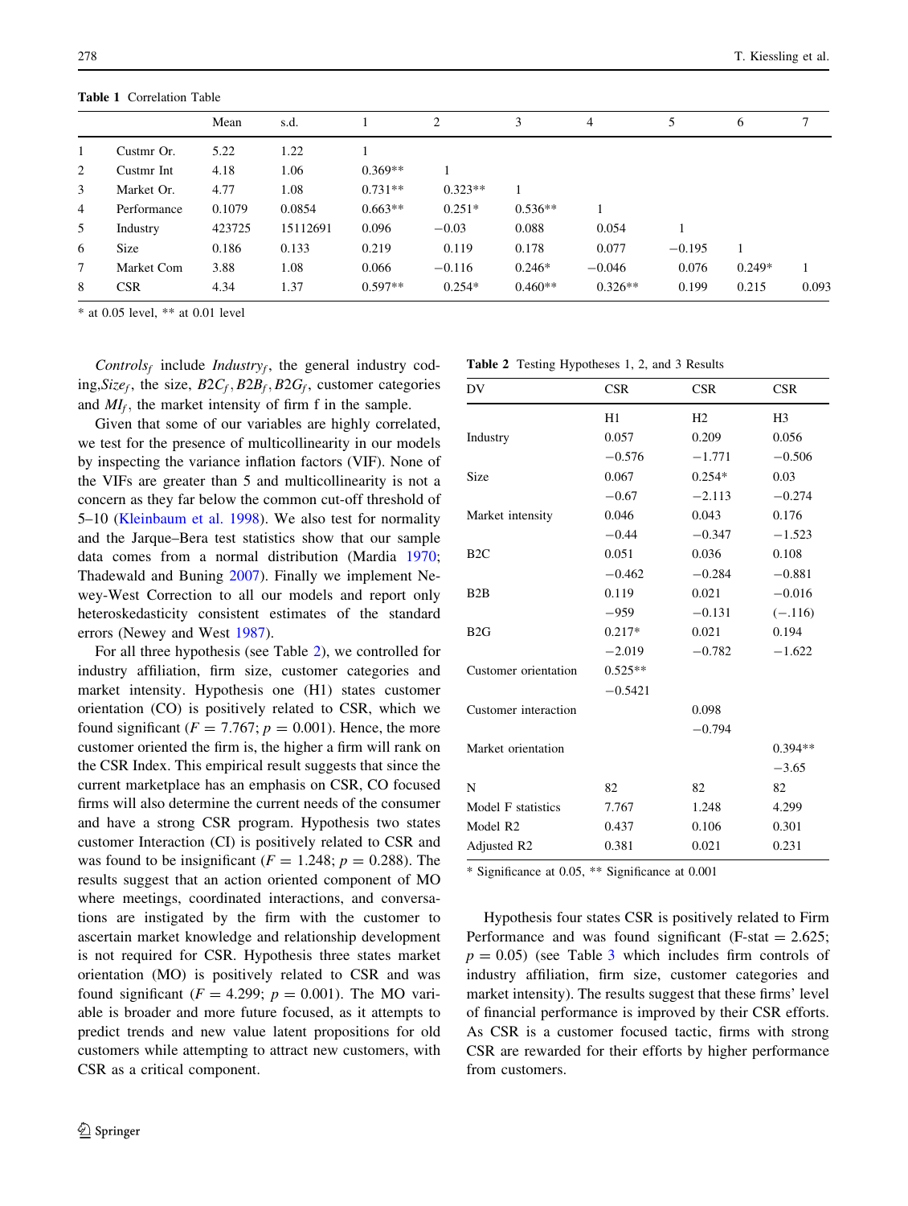**Table 1** Correlation Table

| | | Mean | s.d. | 1 | 2 | 3 | 4 | 5 | 6 | 7 |
|---|---|---|---|---|---|---|---|---|---|---|
| 1 | Custmr Or. | 5.22 | 1.22 | 1 | | | | | | |
| 2 | Custmr Int | 4.18 | 1.06 | 0.369** | 1 | | | | | |
| 3 | Market Or. | 4.77 | 1.08 | 0.731** | 0.323** | 1 | | | | |
| 4 | Performance | 0.1079 | 0.0854 | 0.663** | 0.251* | 0.536** | 1 | | | |
| 5 | Industry | 423725 | 15112691 | 0.096 | −0.03 | 0.088 | 0.054 | 1 | | |
| 6 | Size | 0.186 | 0.133 | 0.219 | 0.119 | 0.178 | 0.077 | −0.195 | 1 | |
| 7 | Market Com | 3.88 | 1.08 | 0.066 | −0.116 | 0.246* | −0.046 | 0.076 | 0.249* | 1 |
| 8 | CSR | 4.34 | 1.37 | 0.597** | 0.254* | 0.460** | 0.326** | 0.199 | 0.215 | 0.093 |

* at 0.05 level, ** at 0.01 level

$Controls_f$ include $Industry_f$, the general industry coding, $Size_f$, the size, $B2C_f, B2B_f, B2G_f$, customer categories and $MI_f$, the market intensity of firm f in the sample.

Given that some of our variables are highly correlated, we test for the presence of multicollinearity in our models by inspecting the variance inflation factors (VIF). None of the VIFs are greater than 5 and multicollinearity is not a concern as they far below the common cut-off threshold of 5–10 (Kleinbaum et al. 1998). We also test for normality and the Jarque–Bera test statistics show that our sample data comes from a normal distribution (Mardia 1970; Thadewald and Buning 2007). Finally we implement Newey-West Correction to all our models and report only heteroskedasticity consistent estimates of the standard errors (Newey and West 1987).

For all three hypothesis (see Table 2), we controlled for industry affiliation, firm size, customer categories and market intensity. Hypothesis one (H1) states customer orientation (CO) is positively related to CSR, which we found significant ($F = 7.767$; $p = 0.001$). Hence, the more customer oriented the firm is, the higher a firm will rank on the CSR Index. This empirical result suggests that since the current marketplace has an emphasis on CSR, CO focused firms will also determine the current needs of the consumer and have a strong CSR program. Hypothesis two states customer Interaction (CI) is positively related to CSR and was found to be insignificant ($F = 1.248$; $p = 0.288$). The results suggest that an action oriented component of MO where meetings, coordinated interactions, and conversations are instigated by the firm with the customer to ascertain market knowledge and relationship development is not required for CSR. Hypothesis three states market orientation (MO) is positively related to CSR and was found significant ($F = 4.299$; $p = 0.001$). The MO variable is broader and more future focused, as it attempts to predict trends and new value latent propositions for old customers while attempting to attract new customers, with CSR as a critical component.

**Table 2** Testing Hypotheses 1, 2, and 3 Results

| DV | CSR | CSR | CSR |
|---|---|---|---|
| | H1 | H2 | H3 |
| Industry | 0.057 | 0.209 | 0.056 |
| | −0.576 | −1.771 | −0.506 |
| Size | 0.067 | 0.254* | 0.03 |
| | −0.67 | −2.113 | −0.274 |
| Market intensity | 0.046 | 0.043 | 0.176 |
| | −0.44 | −0.347 | −1.523 |
| B2C | 0.051 | 0.036 | 0.108 |
| | −0.462 | −0.284 | −0.881 |
| B2B | 0.119 | 0.021 | −0.016 |
| | −959 | −0.131 | (−.116) |
| B2G | 0.217* | 0.021 | 0.194 |
| | −2.019 | −0.782 | −1.622 |
| Customer orientation | 0.525** | | |
| | −0.5421 | | |
| Customer interaction | | 0.098 | |
| | | −0.794 | |
| Market orientation | | | 0.394** |
| | | | −3.65 |
| N | 82 | 82 | 82 |
| Model F statistics | 7.767 | 1.248 | 4.299 |
| Model R2 | 0.437 | 0.106 | 0.301 |
| Adjusted R2 | 0.381 | 0.021 | 0.231 |

* Significance at 0.05, ** Significance at 0.001

Hypothesis four states CSR is positively related to Firm Performance and was found significant (F-stat $= 2.625$; $p = 0.05$) (see Table 3 which includes firm controls of industry affiliation, firm size, customer categories and market intensity). The results suggest that these firms' level of financial performance is improved by their CSR efforts. As CSR is a customer focused tactic, firms with strong CSR are rewarded for their efforts by higher performance from customers.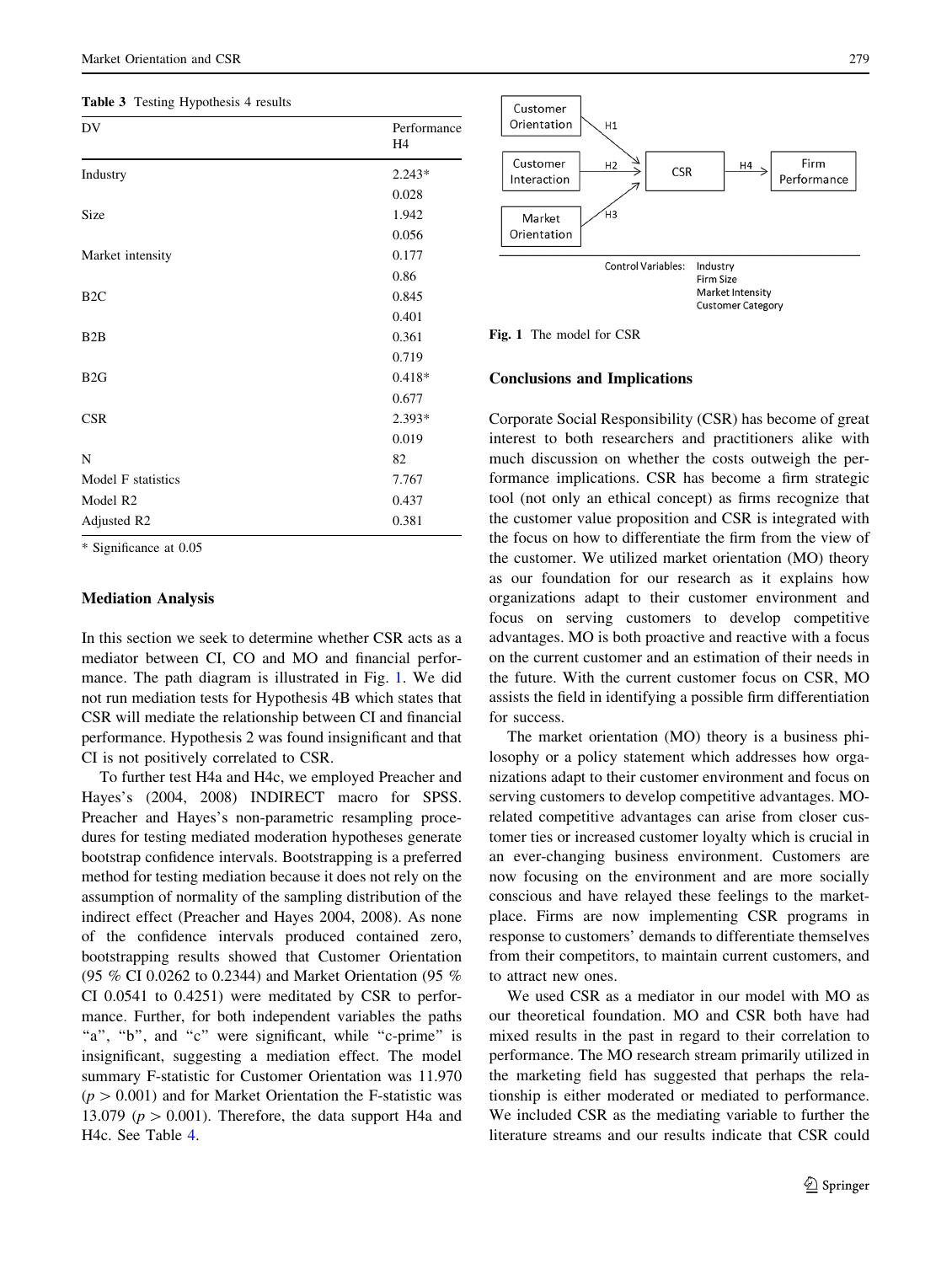**Table 3** Testing Hypothesis 4 results

| DV | Performance H4 |
|---|---|
| Industry | 2.243* |
| | 0.028 |
| Size | 1.942 |
| | 0.056 |
| Market intensity | 0.177 |
| | 0.86 |
| B2C | 0.845 |
| | 0.401 |
| B2B | 0.361 |
| | 0.719 |
| B2G | 0.418* |
| | 0.677 |
| CSR | 2.393* |
| | 0.019 |
| N | 82 |
| Model F statistics | 7.767 |
| Model R2 | 0.437 |
| Adjusted R2 | 0.381 |

* Significance at 0.05

### Mediation Analysis

In this section we seek to determine whether CSR acts as a mediator between CI, CO and MO and financial performance. The path diagram is illustrated in Fig. 1. We did not run mediation tests for Hypothesis 4B which states that CSR will mediate the relationship between CI and financial performance. Hypothesis 2 was found insignificant and that CI is not positively correlated to CSR.

To further test H4a and H4c, we employed Preacher and Hayes's (2004, 2008) INDIRECT macro for SPSS. Preacher and Hayes's non-parametric resampling procedures for testing mediated moderation hypotheses generate bootstrap confidence intervals. Bootstrapping is a preferred method for testing mediation because it does not rely on the assumption of normality of the sampling distribution of the indirect effect (Preacher and Hayes 2004, 2008). As none of the confidence intervals produced contained zero, bootstrapping results showed that Customer Orientation (95 % CI 0.0262 to 0.2344) and Market Orientation (95 % CI 0.0541 to 0.4251) were meditated by CSR to performance. Further, for both independent variables the paths "a", "b", and "c" were significant, while "c-prime" is insignificant, suggesting a mediation effect. The model summary F-statistic for Customer Orientation was 11.970 ($p > 0.001$) and for Market Orientation the F-statistic was 13.079 ($p > 0.001$). Therefore, the data support H4a and H4c. See Table 4.

| | | | | |
|---|---|---|---|---|
| Customer Orientation | H1 → | | | |
| Customer Interaction | H2 → | CSR | H4 → | Firm Performance |
| Market Orientation | H3 → | | | |

Control Variables: Industry, Firm Size, Market Intensity, Customer Category

**Fig. 1** The model for CSR

### Conclusions and Implications

Corporate Social Responsibility (CSR) has become of great interest to both researchers and practitioners alike with much discussion on whether the costs outweigh the performance implications. CSR has become a firm strategic tool (not only an ethical concept) as firms recognize that the customer value proposition and CSR is integrated with the focus on how to differentiate the firm from the view of the customer. We utilized market orientation (MO) theory as our foundation for our research as it explains how organizations adapt to their customer environment and focus on serving customers to develop competitive advantages. MO is both proactive and reactive with a focus on the current customer and an estimation of their needs in the future. With the current customer focus on CSR, MO assists the field in identifying a possible firm differentiation for success.

The market orientation (MO) theory is a business philosophy or a policy statement which addresses how organizations adapt to their customer environment and focus on serving customers to develop competitive advantages. MO-related competitive advantages can arise from closer customer ties or increased customer loyalty which is crucial in an ever-changing business environment. Customers are now focusing on the environment and are more socially conscious and have relayed these feelings to the marketplace. Firms are now implementing CSR programs in response to customers' demands to differentiate themselves from their competitors, to maintain current customers, and to attract new ones.

We used CSR as a mediator in our model with MO as our theoretical foundation. MO and CSR both have had mixed results in the past in regard to their correlation to performance. The MO research stream primarily utilized in the marketing field has suggested that perhaps the relationship is either moderated or mediated to performance. We included CSR as the mediating variable to further the literature streams and our results indicate that CSR could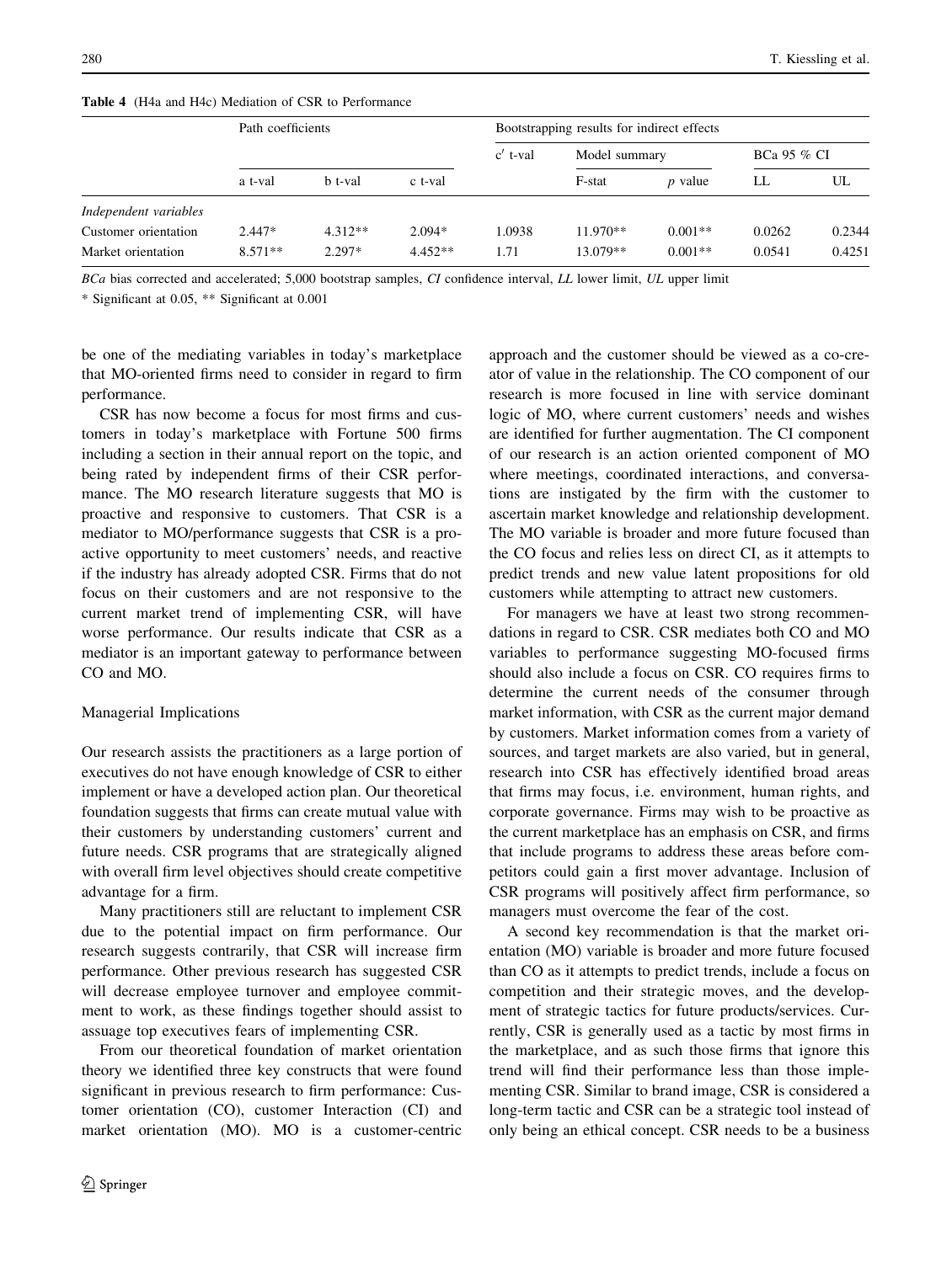**Table 4** (H4a and H4c) Mediation of CSR to Performance

| | Path coefficients | | | Bootstrapping results for indirect effects | | | | |
|---|---|---|---|---|---|---|---|---|
| | | | | $c'$ t-val | Model summary | | BCa 95 % CI | |
| | a t-val | b t-val | c t-val | | F-stat | *p* value | LL | UL |
| *Independent variables* | | | | | | | | |
| Customer orientation | 2.447* | 4.312** | 2.094* | 1.0938 | 11.970** | 0.001** | 0.0262 | 0.2344 |
| Market orientation | 8.571** | 2.297* | 4.452** | 1.71 | 13.079** | 0.001** | 0.0541 | 0.4251 |

*BCa* bias corrected and accelerated; 5,000 bootstrap samples, *CI* confidence interval, *LL* lower limit, *UL* upper limit

\* Significant at 0.05, ** Significant at 0.001

be one of the mediating variables in today's marketplace that MO-oriented firms need to consider in regard to firm performance.

CSR has now become a focus for most firms and customers in today's marketplace with Fortune 500 firms including a section in their annual report on the topic, and being rated by independent firms of their CSR performance. The MO research literature suggests that MO is proactive and responsive to customers. That CSR is a mediator to MO/performance suggests that CSR is a proactive opportunity to meet customers' needs, and reactive if the industry has already adopted CSR. Firms that do not focus on their customers and are not responsive to the current market trend of implementing CSR, will have worse performance. Our results indicate that CSR as a mediator is an important gateway to performance between CO and MO.

### Managerial Implications

Our research assists the practitioners as a large portion of executives do not have enough knowledge of CSR to either implement or have a developed action plan. Our theoretical foundation suggests that firms can create mutual value with their customers by understanding customers' current and future needs. CSR programs that are strategically aligned with overall firm level objectives should create competitive advantage for a firm.

Many practitioners still are reluctant to implement CSR due to the potential impact on firm performance. Our research suggests contrarily, that CSR will increase firm performance. Other previous research has suggested CSR will decrease employee turnover and employee commitment to work, as these findings together should assist to assuage top executives fears of implementing CSR.

From our theoretical foundation of market orientation theory we identified three key constructs that were found significant in previous research to firm performance: Customer orientation (CO), customer Interaction (CI) and market orientation (MO). MO is a customer-centric approach and the customer should be viewed as a co-creator of value in the relationship. The CO component of our research is more focused in line with service dominant logic of MO, where current customers' needs and wishes are identified for further augmentation. The CI component of our research is an action oriented component of MO where meetings, coordinated interactions, and conversations are instigated by the firm with the customer to ascertain market knowledge and relationship development. The MO variable is broader and more future focused than the CO focus and relies less on direct CI, as it attempts to predict trends and new value latent propositions for old customers while attempting to attract new customers.

For managers we have at least two strong recommendations in regard to CSR. CSR mediates both CO and MO variables to performance suggesting MO-focused firms should also include a focus on CSR. CO requires firms to determine the current needs of the consumer through market information, with CSR as the current major demand by customers. Market information comes from a variety of sources, and target markets are also varied, but in general, research into CSR has effectively identified broad areas that firms may focus, i.e. environment, human rights, and corporate governance. Firms may wish to be proactive as the current marketplace has an emphasis on CSR, and firms that include programs to address these areas before competitors could gain a first mover advantage. Inclusion of CSR programs will positively affect firm performance, so managers must overcome the fear of the cost.

A second key recommendation is that the market orientation (MO) variable is broader and more future focused than CO as it attempts to predict trends, include a focus on competition and their strategic moves, and the development of strategic tactics for future products/services. Currently, CSR is generally used as a tactic by most firms in the marketplace, and as such those firms that ignore this trend will find their performance less than those implementing CSR. Similar to brand image, CSR is considered a long-term tactic and CSR can be a strategic tool instead of only being an ethical concept. CSR needs to be a business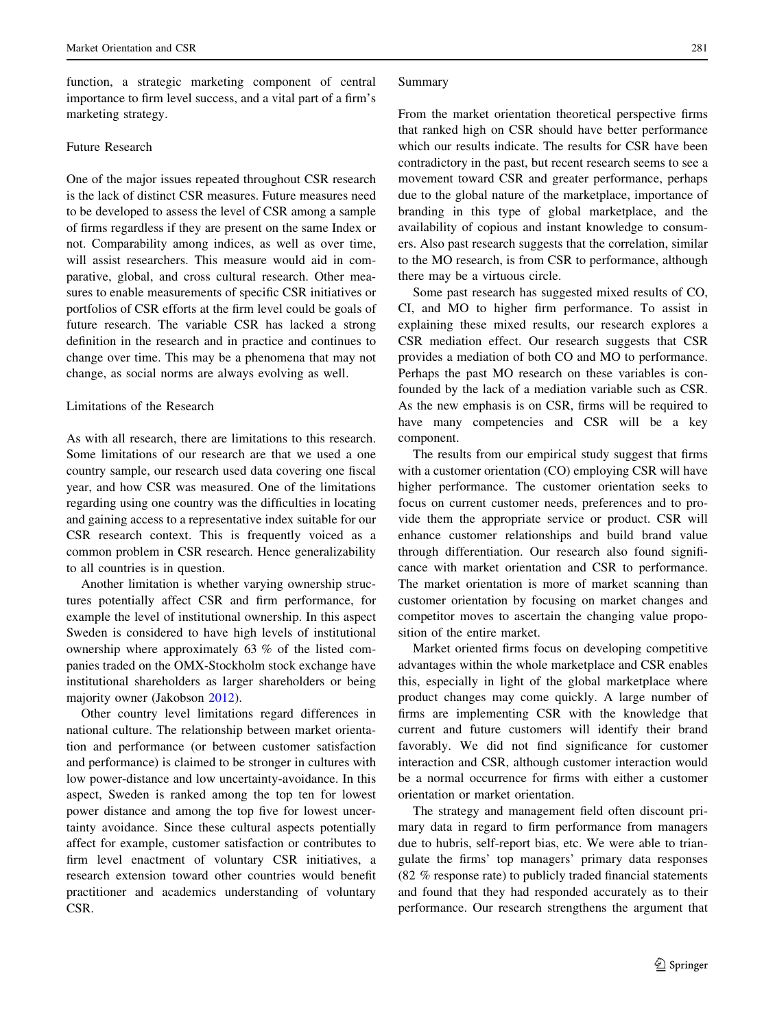function, a strategic marketing component of central importance to firm level success, and a vital part of a firm's marketing strategy.

### Future Research

One of the major issues repeated throughout CSR research is the lack of distinct CSR measures. Future measures need to be developed to assess the level of CSR among a sample of firms regardless if they are present on the same Index or not. Comparability among indices, as well as over time, will assist researchers. This measure would aid in comparative, global, and cross cultural research. Other measures to enable measurements of specific CSR initiatives or portfolios of CSR efforts at the firm level could be goals of future research. The variable CSR has lacked a strong definition in the research and in practice and continues to change over time. This may be a phenomena that may not change, as social norms are always evolving as well.

### Limitations of the Research

As with all research, there are limitations to this research. Some limitations of our research are that we used a one country sample, our research used data covering one fiscal year, and how CSR was measured. One of the limitations regarding using one country was the difficulties in locating and gaining access to a representative index suitable for our CSR research context. This is frequently voiced as a common problem in CSR research. Hence generalizability to all countries is in question.

Another limitation is whether varying ownership structures potentially affect CSR and firm performance, for example the level of institutional ownership. In this aspect Sweden is considered to have high levels of institutional ownership where approximately 63 % of the listed companies traded on the OMX-Stockholm stock exchange have institutional shareholders as larger shareholders or being majority owner (Jakobson 2012).

Other country level limitations regard differences in national culture. The relationship between market orientation and performance (or between customer satisfaction and performance) is claimed to be stronger in cultures with low power-distance and low uncertainty-avoidance. In this aspect, Sweden is ranked among the top ten for lowest power distance and among the top five for lowest uncertainty avoidance. Since these cultural aspects potentially affect for example, customer satisfaction or contributes to firm level enactment of voluntary CSR initiatives, a research extension toward other countries would benefit practitioner and academics understanding of voluntary CSR.

### Summary

From the market orientation theoretical perspective firms that ranked high on CSR should have better performance which our results indicate. The results for CSR have been contradictory in the past, but recent research seems to see a movement toward CSR and greater performance, perhaps due to the global nature of the marketplace, importance of branding in this type of global marketplace, and the availability of copious and instant knowledge to consumers. Also past research suggests that the correlation, similar to the MO research, is from CSR to performance, although there may be a virtuous circle.

Some past research has suggested mixed results of CO, CI, and MO to higher firm performance. To assist in explaining these mixed results, our research explores a CSR mediation effect. Our research suggests that CSR provides a mediation of both CO and MO to performance. Perhaps the past MO research on these variables is confounded by the lack of a mediation variable such as CSR. As the new emphasis is on CSR, firms will be required to have many competencies and CSR will be a key component.

The results from our empirical study suggest that firms with a customer orientation (CO) employing CSR will have higher performance. The customer orientation seeks to focus on current customer needs, preferences and to provide them the appropriate service or product. CSR will enhance customer relationships and build brand value through differentiation. Our research also found significance with market orientation and CSR to performance. The market orientation is more of market scanning than customer orientation by focusing on market changes and competitor moves to ascertain the changing value proposition of the entire market.

Market oriented firms focus on developing competitive advantages within the whole marketplace and CSR enables this, especially in light of the global marketplace where product changes may come quickly. A large number of firms are implementing CSR with the knowledge that current and future customers will identify their brand favorably. We did not find significance for customer interaction and CSR, although customer interaction would be a normal occurrence for firms with either a customer orientation or market orientation.

The strategy and management field often discount primary data in regard to firm performance from managers due to hubris, self-report bias, etc. We were able to triangulate the firms' top managers' primary data responses (82 % response rate) to publicly traded financial statements and found that they had responded accurately as to their performance. Our research strengthens the argument that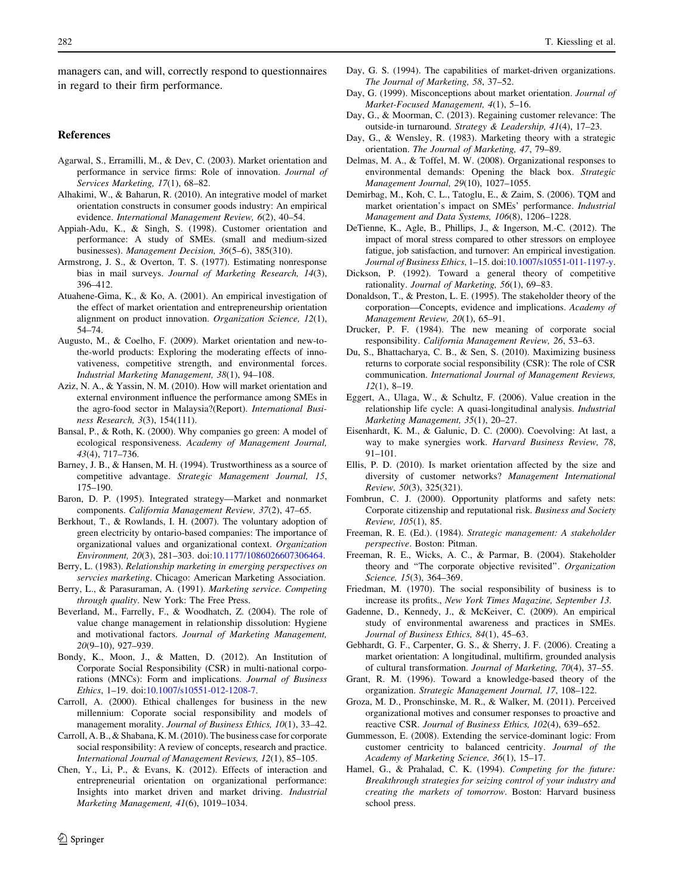managers can, and will, correctly respond to questionnaires in regard to their firm performance.

## References

Agarwal, S., Erramilli, M., & Dev, C. (2003). Market orientation and performance in service firms: Role of innovation. *Journal of Services Marketing, 17*(1), 68–82.

Alhakimi, W., & Baharun, R. (2010). An integrative model of market orientation constructs in consumer goods industry: An empirical evidence. *International Management Review, 6*(2), 40–54.

Appiah-Adu, K., & Singh, S. (1998). Customer orientation and performance: A study of SMEs. (small and medium-sized businesses). *Management Decision, 36*(5–6), 385(310).

Armstrong, J. S., & Overton, T. S. (1977). Estimating nonresponse bias in mail surveys. *Journal of Marketing Research, 14*(3), 396–412.

Atuahene-Gima, K., & Ko, A. (2001). An empirical investigation of the effect of market orientation and entrepreneurship orientation alignment on product innovation. *Organization Science, 12*(1), 54–74.

Augusto, M., & Coelho, F. (2009). Market orientation and new-to-the-world products: Exploring the moderating effects of innovativeness, competitive strength, and environmental forces. *Industrial Marketing Management, 38*(1), 94–108.

Aziz, N. A., & Yassin, N. M. (2010). How will market orientation and external environment influence the performance among SMEs in the agro-food sector in Malaysia?(Report). *International Business Research, 3*(3), 154(111).

Bansal, P., & Roth, K. (2000). Why companies go green: A model of ecological responsiveness. *Academy of Management Journal, 43*(4), 717–736.

Barney, J. B., & Hansen, M. H. (1994). Trustworthiness as a source of competitive advantage. *Strategic Management Journal, 15*, 175–190.

Baron, D. P. (1995). Integrated strategy—Market and nonmarket components. *California Management Review, 37*(2), 47–65.

Berkhout, T., & Rowlands, I. H. (2007). The voluntary adoption of green electricity by ontario-based companies: The importance of organizational values and organizational context. *Organization Environment, 20*(3), 281–303. doi:10.1177/1086026607306464.

Berry, L. (1983). *Relationship marketing in emerging perspectives on servcies marketing*. Chicago: American Marketing Association.

Berry, L., & Parasuraman, A. (1991). *Marketing service. Competing through quality*. New York: The Free Press.

Beverland, M., Farrelly, F., & Woodhatch, Z. (2004). The role of value change management in relationship dissolution: Hygiene and motivational factors. *Journal of Marketing Management, 20*(9–10), 927–939.

Bondy, K., Moon, J., & Matten, D. (2012). An Institution of Corporate Social Responsibility (CSR) in multi-national corporations (MNCs): Form and implications. *Journal of Business Ethics*, 1–19. doi:10.1007/s10551-012-1208-7.

Carroll, A. (2000). Ethical challenges for business in the new millennium: Coporate social responsibility and models of management morality. *Journal of Business Ethics, 10*(1), 33–42.

Carroll, A. B., & Shabana, K. M. (2010). The business case for corporate social responsibility: A review of concepts, research and practice. *International Journal of Management Reviews, 12*(1), 85–105.

Chen, Y., Li, P., & Evans, K. (2012). Effects of interaction and entrepreneurial orientation on organizational performance: Insights into market driven and market driving. *Industrial Marketing Management, 41*(6), 1019–1034.

Day, G. S. (1994). The capabilities of market-driven organizations. *The Journal of Marketing, 58*, 37–52.

Day, G. (1999). Misconceptions about market orientation. *Journal of Market-Focused Management, 4*(1), 5–16.

Day, G., & Moorman, C. (2013). Regaining customer relevance: The outside-in turnaround. *Strategy & Leadership, 41*(4), 17–23.

Day, G., & Wensley, R. (1983). Marketing theory with a strategic orientation. *The Journal of Marketing, 47*, 79–89.

Delmas, M. A., & Toffel, M. W. (2008). Organizational responses to environmental demands: Opening the black box. *Strategic Management Journal, 29*(10), 1027–1055.

Demirbag, M., Koh, C. L., Tatoglu, E., & Zaim, S. (2006). TQM and market orientation's impact on SMEs' performance. *Industrial Management and Data Systems, 106*(8), 1206–1228.

DeTienne, K., Agle, B., Phillips, J., & Ingerson, M.-C. (2012). The impact of moral stress compared to other stressors on employee fatigue, job satisfaction, and turnover: An empirical investigation. *Journal of Business Ethics*, 1–15. doi:10.1007/s10551-011-1197-y.

Dickson, P. (1992). Toward a general theory of competitive rationality. *Journal of Marketing, 56*(1), 69–83.

Donaldson, T., & Preston, L. E. (1995). The stakeholder theory of the corporation—Concepts, evidence and implications. *Academy of Management Review, 20*(1), 65–91.

Drucker, P. F. (1984). The new meaning of corporate social responsibility. *California Management Review, 26*, 53–63.

Du, S., Bhattacharya, C. B., & Sen, S. (2010). Maximizing business returns to corporate social responsibility (CSR): The role of CSR communication. *International Journal of Management Reviews, 12*(1), 8–19.

Eggert, A., Ulaga, W., & Schultz, F. (2006). Value creation in the relationship life cycle: A quasi-longitudinal analysis. *Industrial Marketing Management, 35*(1), 20–27.

Eisenhardt, K. M., & Galunic, D. C. (2000). Coevolving: At last, a way to make synergies work. *Harvard Business Review, 78*, 91–101.

Ellis, P. D. (2010). Is market orientation affected by the size and diversity of customer networks? *Management International Review, 50*(3), 325(321).

Fombrun, C. J. (2000). Opportunity platforms and safety nets: Corporate citizenship and reputational risk. *Business and Society Review, 105*(1), 85.

Freeman, R. E. (Ed.). (1984). *Strategic management: A stakeholder perspective*. Boston: Pitman.

Freeman, R. E., Wicks, A. C., & Parmar, B. (2004). Stakeholder theory and "The corporate objective revisited". *Organization Science, 15*(3), 364–369.

Friedman, M. (1970). The social responsibility of business is to increase its profits., *New York Times Magazine, September 13*.

Gadenne, D., Kennedy, J., & McKeiver, C. (2009). An empirical study of environmental awareness and practices in SMEs. *Journal of Business Ethics, 84*(1), 45–63.

Gebhardt, G. F., Carpenter, G. S., & Sherry, J. F. (2006). Creating a market orientation: A longitudinal, multifirm, grounded analysis of cultural transformation. *Journal of Marketing, 70*(4), 37–55.

Grant, R. M. (1996). Toward a knowledge-based theory of the organization. *Strategic Management Journal, 17*, 108–122.

Groza, M. D., Pronschinske, M. R., & Walker, M. (2011). Perceived organizational motives and consumer responses to proactive and reactive CSR. *Journal of Business Ethics, 102*(4), 639–652.

Gummesson, E. (2008). Extending the service-dominant logic: From customer centricity to balanced centricity. *Journal of the Academy of Marketing Science, 36*(1), 15–17.

Hamel, G., & Prahalad, C. K. (1994). *Competing for the future: Breakthrough strategies for seizing control of your industry and creating the markets of tomorrow*. Boston: Harvard business school press.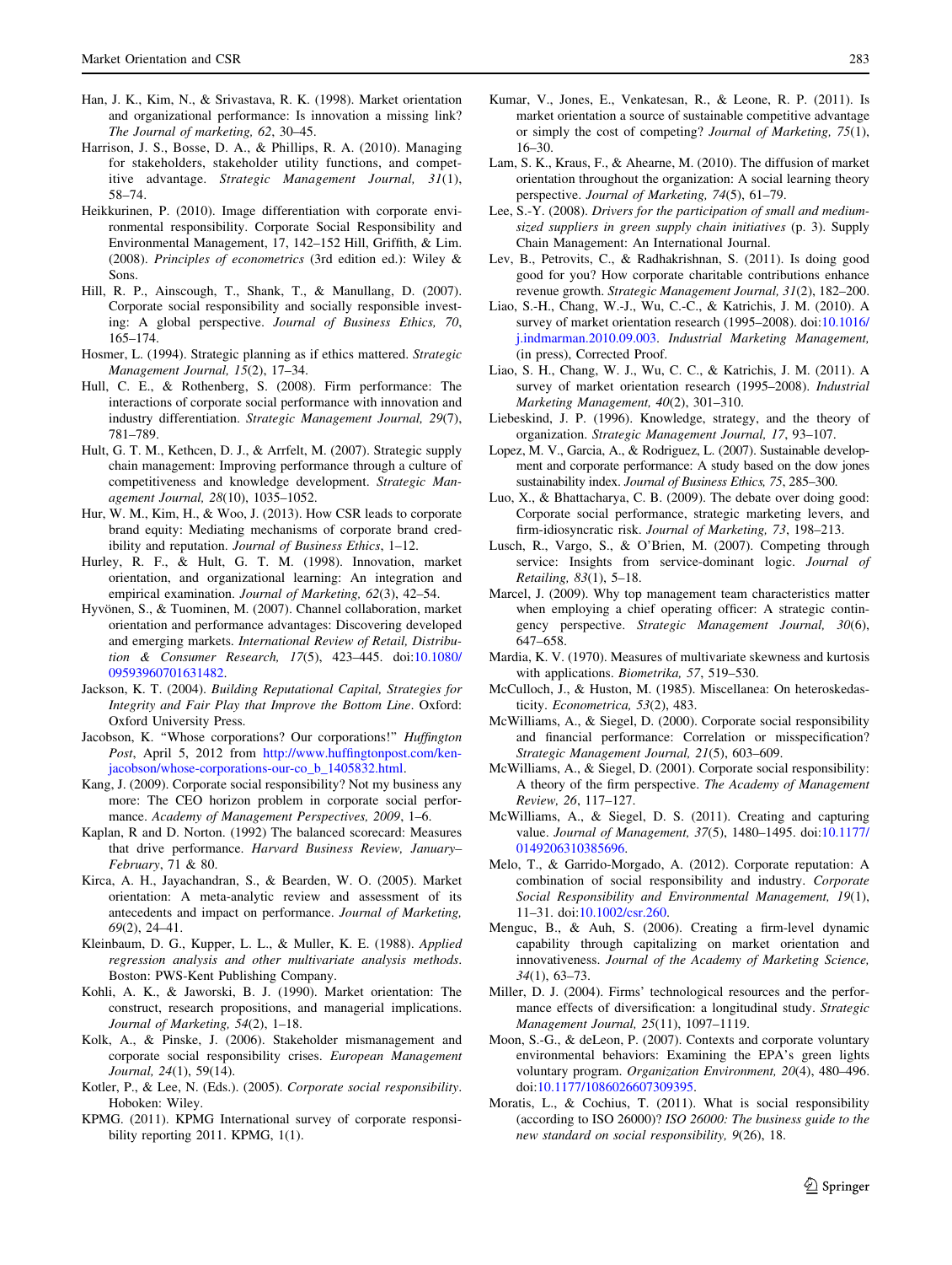Han, J. K., Kim, N., & Srivastava, R. K. (1998). Market orientation and organizational performance: Is innovation a missing link? *The Journal of marketing, 62*, 30–45.

Harrison, J. S., Bosse, D. A., & Phillips, R. A. (2010). Managing for stakeholders, stakeholder utility functions, and competitive advantage. *Strategic Management Journal, 31*(1), 58–74.

Heikkurinen, P. (2010). Image differentiation with corporate environmental responsibility. Corporate Social Responsibility and Environmental Management, 17, 142–152 Hill, Griffith, & Lim. (2008). *Principles of econometrics* (3rd edition ed.): Wiley & Sons.

Hill, R. P., Ainscough, T., Shank, T., & Manullang, D. (2007). Corporate social responsibility and socially responsible investing: A global perspective. *Journal of Business Ethics, 70*, 165–174.

Hosmer, L. (1994). Strategic planning as if ethics mattered. *Strategic Management Journal, 15*(2), 17–34.

Hull, C. E., & Rothenberg, S. (2008). Firm performance: The interactions of corporate social performance with innovation and industry differentiation. *Strategic Management Journal, 29*(7), 781–789.

Hult, G. T. M., Kethcen, D. J., & Arrfelt, M. (2007). Strategic supply chain management: Improving performance through a culture of competitiveness and knowledge development. *Strategic Management Journal, 28*(10), 1035–1052.

Hur, W. M., Kim, H., & Woo, J. (2013). How CSR leads to corporate brand equity: Mediating mechanisms of corporate brand credibility and reputation. *Journal of Business Ethics*, 1–12.

Hurley, R. F., & Hult, G. T. M. (1998). Innovation, market orientation, and organizational learning: An integration and empirical examination. *Journal of Marketing, 62*(3), 42–54.

Hyvönen, S., & Tuominen, M. (2007). Channel collaboration, market orientation and performance advantages: Discovering developed and emerging markets. *International Review of Retail, Distribution & Consumer Research, 17*(5), 423–445. doi:10.1080/09593960701631482.

Jackson, K. T. (2004). *Building Reputational Capital, Strategies for Integrity and Fair Play that Improve the Bottom Line*. Oxford: Oxford University Press.

Jacobson, K. "Whose corporations? Our corporations!" *Huffington Post*, April 5, 2012 from http://www.huffingtonpost.com/ken-jacobson/whose-corporations-our-co_b_1405832.html.

Kang, J. (2009). Corporate social responsibility? Not my business any more: The CEO horizon problem in corporate social performance. *Academy of Management Perspectives, 2009*, 1–6.

Kaplan, R and D. Norton. (1992) The balanced scorecard: Measures that drive performance. *Harvard Business Review, January–February*, 71 & 80.

Kirca, A. H., Jayachandran, S., & Bearden, W. O. (2005). Market orientation: A meta-analytic review and assessment of its antecedents and impact on performance. *Journal of Marketing, 69*(2), 24–41.

Kleinbaum, D. G., Kupper, L. L., & Muller, K. E. (1988). *Applied regression analysis and other multivariate analysis methods*. Boston: PWS-Kent Publishing Company.

Kohli, A. K., & Jaworski, B. J. (1990). Market orientation: The construct, research propositions, and managerial implications. *Journal of Marketing, 54*(2), 1–18.

Kolk, A., & Pinske, J. (2006). Stakeholder mismanagement and corporate social responsibility crises. *European Management Journal, 24*(1), 59(14).

Kotler, P., & Lee, N. (Eds.). (2005). *Corporate social responsibility*. Hoboken: Wiley.

KPMG. (2011). KPMG International survey of corporate responsibility reporting 2011. KPMG, 1(1).

Kumar, V., Jones, E., Venkatesan, R., & Leone, R. P. (2011). Is market orientation a source of sustainable competitive advantage or simply the cost of competing? *Journal of Marketing, 75*(1), 16–30.

Lam, S. K., Kraus, F., & Ahearne, M. (2010). The diffusion of market orientation throughout the organization: A social learning theory perspective. *Journal of Marketing, 74*(5), 61–79.

Lee, S.-Y. (2008). *Drivers for the participation of small and medium-sized suppliers in green supply chain initiatives* (p. 3). Supply Chain Management: An International Journal.

Lev, B., Petrovits, C., & Radhakrishnan, S. (2011). Is doing good good for you? How corporate charitable contributions enhance revenue growth. *Strategic Management Journal, 31*(2), 182–200.

Liao, S.-H., Chang, W.-J., Wu, C.-C., & Katrichis, J. M. (2010). A survey of market orientation research (1995–2008). doi:10.1016/j.indmarman.2010.09.003. *Industrial Marketing Management*, (in press), Corrected Proof.

Liao, S. H., Chang, W. J., Wu, C. C., & Katrichis, J. M. (2011). A survey of market orientation research (1995–2008). *Industrial Marketing Management, 40*(2), 301–310.

Liebeskind, J. P. (1996). Knowledge, strategy, and the theory of organization. *Strategic Management Journal, 17*, 93–107.

Lopez, M. V., Garcia, A., & Rodriguez, L. (2007). Sustainable development and corporate performance: A study based on the dow jones sustainability index. *Journal of Business Ethics, 75*, 285–300.

Luo, X., & Bhattacharya, C. B. (2009). The debate over doing good: Corporate social performance, strategic marketing levers, and firm-idiosyncratic risk. *Journal of Marketing, 73*, 198–213.

Lusch, R., Vargo, S., & O'Brien, M. (2007). Competing through service: Insights from service-dominant logic. *Journal of Retailing, 83*(1), 5–18.

Marcel, J. (2009). Why top management team characteristics matter when employing a chief operating officer: A strategic contingency perspective. *Strategic Management Journal, 30*(6), 647–658.

Mardia, K. V. (1970). Measures of multivariate skewness and kurtosis with applications. *Biometrika, 57*, 519–530.

McCulloch, J., & Huston, M. (1985). Miscellanea: On heteroskedasticity. *Econometrica, 53*(2), 483.

McWilliams, A., & Siegel, D. (2000). Corporate social responsibility and financial performance: Correlation or misspecification? *Strategic Management Journal, 21*(5), 603–609.

McWilliams, A., & Siegel, D. (2001). Corporate social responsibility: A theory of the firm perspective. *The Academy of Management Review, 26*, 117–127.

McWilliams, A., & Siegel, D. S. (2011). Creating and capturing value. *Journal of Management, 37*(5), 1480–1495. doi:10.1177/0149206310385696.

Melo, T., & Garrido-Morgado, A. (2012). Corporate reputation: A combination of social responsibility and industry. *Corporate Social Responsibility and Environmental Management, 19*(1), 11–31. doi:10.1002/csr.260.

Menguc, B., & Auh, S. (2006). Creating a firm-level dynamic capability through capitalizing on market orientation and innovativeness. *Journal of the Academy of Marketing Science, 34*(1), 63–73.

Miller, D. J. (2004). Firms' technological resources and the performance effects of diversification: a longitudinal study. *Strategic Management Journal, 25*(11), 1097–1119.

Moon, S.-G., & deLeon, P. (2007). Contexts and corporate voluntary environmental behaviors: Examining the EPA's green lights voluntary program. *Organization Environment, 20*(4), 480–496. doi:10.1177/1086026607309395.

Moratis, L., & Cochius, T. (2011). What is social responsibility (according to ISO 26000)? *ISO 26000: The business guide to the new standard on social responsibility, 9*(26), 18.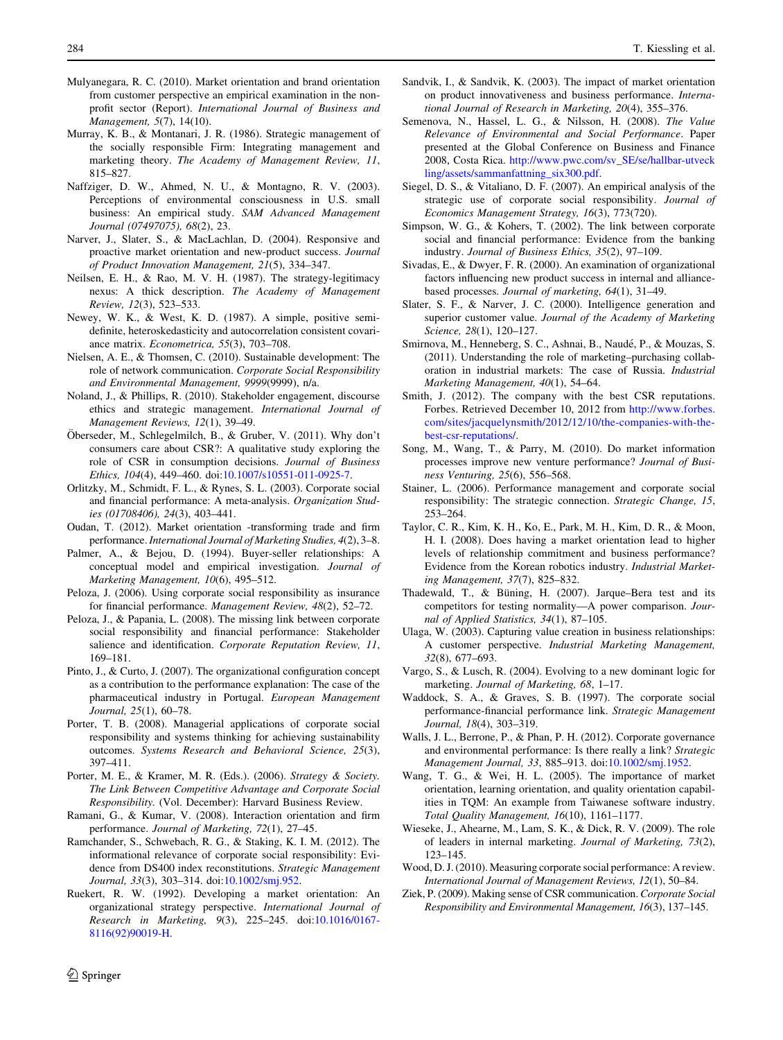Mulyanegara, R. C. (2010). Market orientation and brand orientation from customer perspective an empirical examination in the non-profit sector (Report). *International Journal of Business and Management, 5*(7), 14(10).

Murray, K. B., & Montanari, J. R. (1986). Strategic management of the socially responsible Firm: Integrating management and marketing theory. *The Academy of Management Review, 11*, 815–827.

Naffziger, D. W., Ahmed, N. U., & Montagno, R. V. (2003). Perceptions of environmental consciousness in U.S. small business: An empirical study. *SAM Advanced Management Journal (07497075), 68*(2), 23.

Narver, J., Slater, S., & MacLachlan, D. (2004). Responsive and proactive market orientation and new-product success. *Journal of Product Innovation Management, 21*(5), 334–347.

Neilsen, E. H., & Rao, M. V. H. (1987). The strategy-legitimacy nexus: A thick description. *The Academy of Management Review, 12*(3), 523–533.

Newey, W. K., & West, K. D. (1987). A simple, positive semi-definite, heteroskedasticity and autocorrelation consistent covariance matrix. *Econometrica, 55*(3), 703–708.

Nielsen, A. E., & Thomsen, C. (2010). Sustainable development: The role of network communication. *Corporate Social Responsibility and Environmental Management, 9999*(9999), n/a.

Noland, J., & Phillips, R. (2010). Stakeholder engagement, discourse ethics and strategic management. *International Journal of Management Reviews, 12*(1), 39–49.

Öberseder, M., Schlegelmilch, B., & Gruber, V. (2011). Why don't consumers care about CSR?: A qualitative study exploring the role of CSR in consumption decisions. *Journal of Business Ethics, 104*(4), 449–460. doi:10.1007/s10551-011-0925-7.

Orlitzky, M., Schmidt, F. L., & Rynes, S. L. (2003). Corporate social and financial performance: A meta-analysis. *Organization Studies (01708406), 24*(3), 403–441.

Oudan, T. (2012). Market orientation -transforming trade and firm performance. *International Journal of Marketing Studies, 4*(2), 3–8.

Palmer, A., & Bejou, D. (1994). Buyer-seller relationships: A conceptual model and empirical investigation. *Journal of Marketing Management, 10*(6), 495–512.

Peloza, J. (2006). Using corporate social responsibility as insurance for financial performance. *Management Review, 48*(2), 52–72.

Peloza, J., & Papania, L. (2008). The missing link between corporate social responsibility and financial performance: Stakeholder salience and identification. *Corporate Reputation Review, 11*, 169–181.

Pinto, J., & Curto, J. (2007). The organizational configuration concept as a contribution to the performance explanation: The case of the pharmaceutical industry in Portugal. *European Management Journal, 25*(1), 60–78.

Porter, T. B. (2008). Managerial applications of corporate social responsibility and systems thinking for achieving sustainability outcomes. *Systems Research and Behavioral Science, 25*(3), 397–411.

Porter, M. E., & Kramer, M. R. (Eds.). (2006). *Strategy & Society. The Link Between Competitive Advantage and Corporate Social Responsibility.* (Vol. December): Harvard Business Review.

Ramani, G., & Kumar, V. (2008). Interaction orientation and firm performance. *Journal of Marketing, 72*(1), 27–45.

Ramchander, S., Schwebach, R. G., & Staking, K. I. M. (2012). The informational relevance of corporate social responsibility: Evidence from DS400 index reconstitutions. *Strategic Management Journal, 33*(3), 303–314. doi:10.1002/smj.952.

Ruekert, R. W. (1992). Developing a market orientation: An organizational strategy perspective. *International Journal of Research in Marketing, 9*(3), 225–245. doi:10.1016/0167-8116(92)90019-H.

Sandvik, I., & Sandvik, K. (2003). The impact of market orientation on product innovativeness and business performance. *International Journal of Research in Marketing, 20*(4), 355–376.

Semenova, N., Hassel, L. G., & Nilsson, H. (2008). *The Value Relevance of Environmental and Social Performance*. Paper presented at the Global Conference on Business and Finance 2008, Costa Rica. http://www.pwc.com/sv_SE/se/hallbar-utveckling/assets/sammanfattning_six300.pdf.

Siegel, D. S., & Vitaliano, D. F. (2007). An empirical analysis of the strategic use of corporate social responsibility. *Journal of Economics Management Strategy, 16*(3), 773(720).

Simpson, W. G., & Kohers, T. (2002). The link between corporate social and financial performance: Evidence from the banking industry. *Journal of Business Ethics, 35*(2), 97–109.

Sivadas, E., & Dwyer, F. R. (2000). An examination of organizational factors influencing new product success in internal and alliance-based processes. *Journal of marketing, 64*(1), 31–49.

Slater, S. F., & Narver, J. C. (2000). Intelligence generation and superior customer value. *Journal of the Academy of Marketing Science, 28*(1), 120–127.

Smirnova, M., Henneberg, S. C., Ashnai, B., Naudé, P., & Mouzas, S. (2011). Understanding the role of marketing–purchasing collaboration in industrial markets: The case of Russia. *Industrial Marketing Management, 40*(1), 54–64.

Smith, J. (2012). The company with the best CSR reputations. Forbes. Retrieved December 10, 2012 from http://www.forbes.com/sites/jacquelynsmith/2012/12/10/the-companies-with-the-best-csr-reputations/.

Song, M., Wang, T., & Parry, M. (2010). Do market information processes improve new venture performance? *Journal of Business Venturing, 25*(6), 556–568.

Stainer, L. (2006). Performance management and corporate social responsibility: The strategic connection. *Strategic Change, 15*, 253–264.

Taylor, C. R., Kim, K. H., Ko, E., Park, M. H., Kim, D. R., & Moon, H. I. (2008). Does having a market orientation lead to higher levels of relationship commitment and business performance? Evidence from the Korean robotics industry. *Industrial Marketing Management, 37*(7), 825–832.

Thadewald, T., & Büning, H. (2007). Jarque–Bera test and its competitors for testing normality—A power comparison. *Journal of Applied Statistics, 34*(1), 87–105.

Ulaga, W. (2003). Capturing value creation in business relationships: A customer perspective. *Industrial Marketing Management, 32*(8), 677–693.

Vargo, S., & Lusch, R. (2004). Evolving to a new dominant logic for marketing. *Journal of Marketing, 68*, 1–17.

Waddock, S. A., & Graves, S. B. (1997). The corporate social performance-financial performance link. *Strategic Management Journal, 18*(4), 303–319.

Walls, J. L., Berrone, P., & Phan, P. H. (2012). Corporate governance and environmental performance: Is there really a link? *Strategic Management Journal, 33*, 885–913. doi:10.1002/smj.1952.

Wang, T. G., & Wei, H. L. (2005). The importance of market orientation, learning orientation, and quality orientation capabilities in TQM: An example from Taiwanese software industry. *Total Quality Management, 16*(10), 1161–1177.

Wieseke, J., Ahearne, M., Lam, S. K., & Dick, R. V. (2009). The role of leaders in internal marketing. *Journal of Marketing, 73*(2), 123–145.

Wood, D. J. (2010). Measuring corporate social performance: A review. *International Journal of Management Reviews, 12*(1), 50–84.

Ziek, P. (2009). Making sense of CSR communication. *Corporate Social Responsibility and Environmental Management, 16*(3), 137–145.